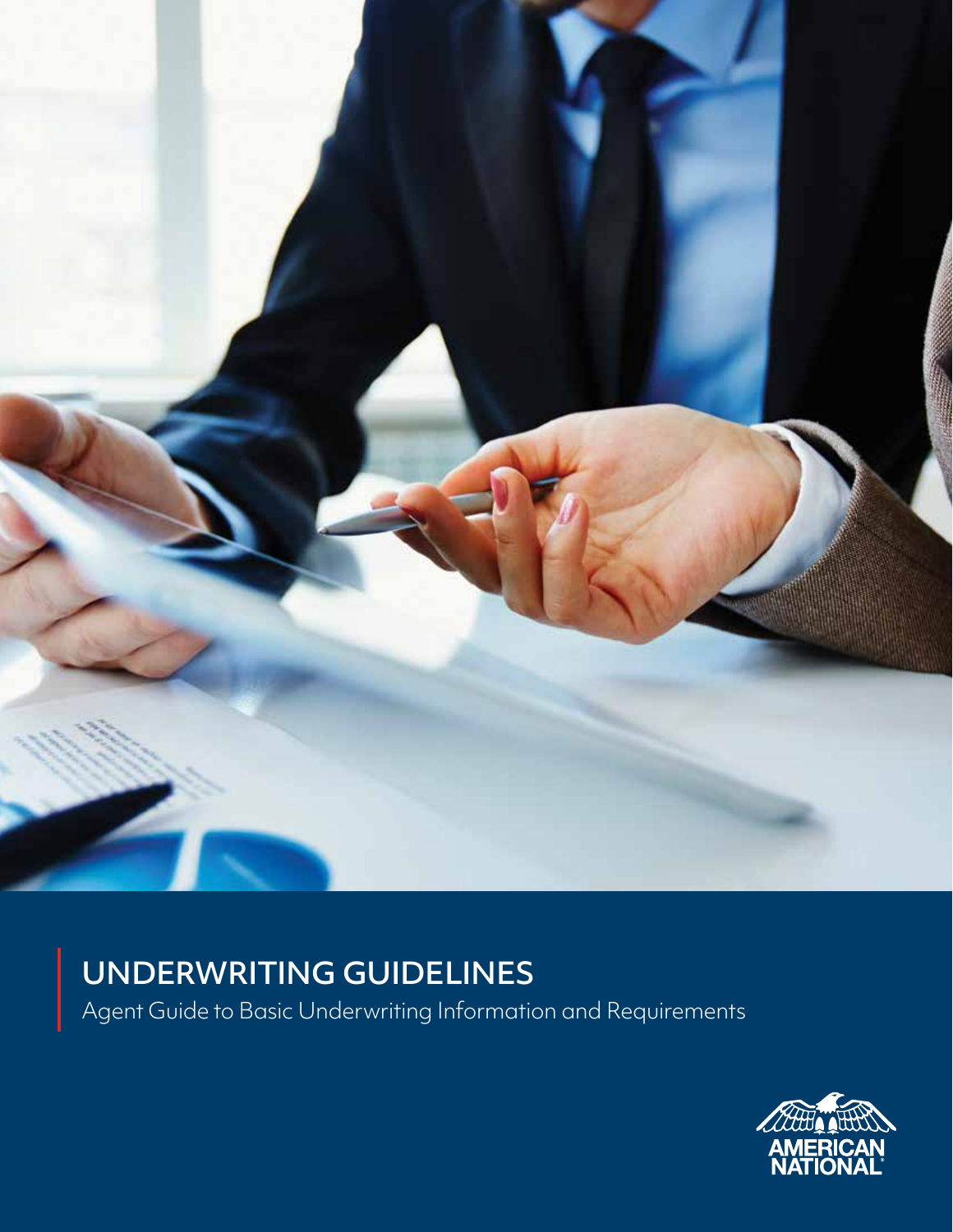# UNDERWRITING GUIDELINES

Agent Guide to Basic Underwriting Information and Requirements

AMERICAN NATIONAL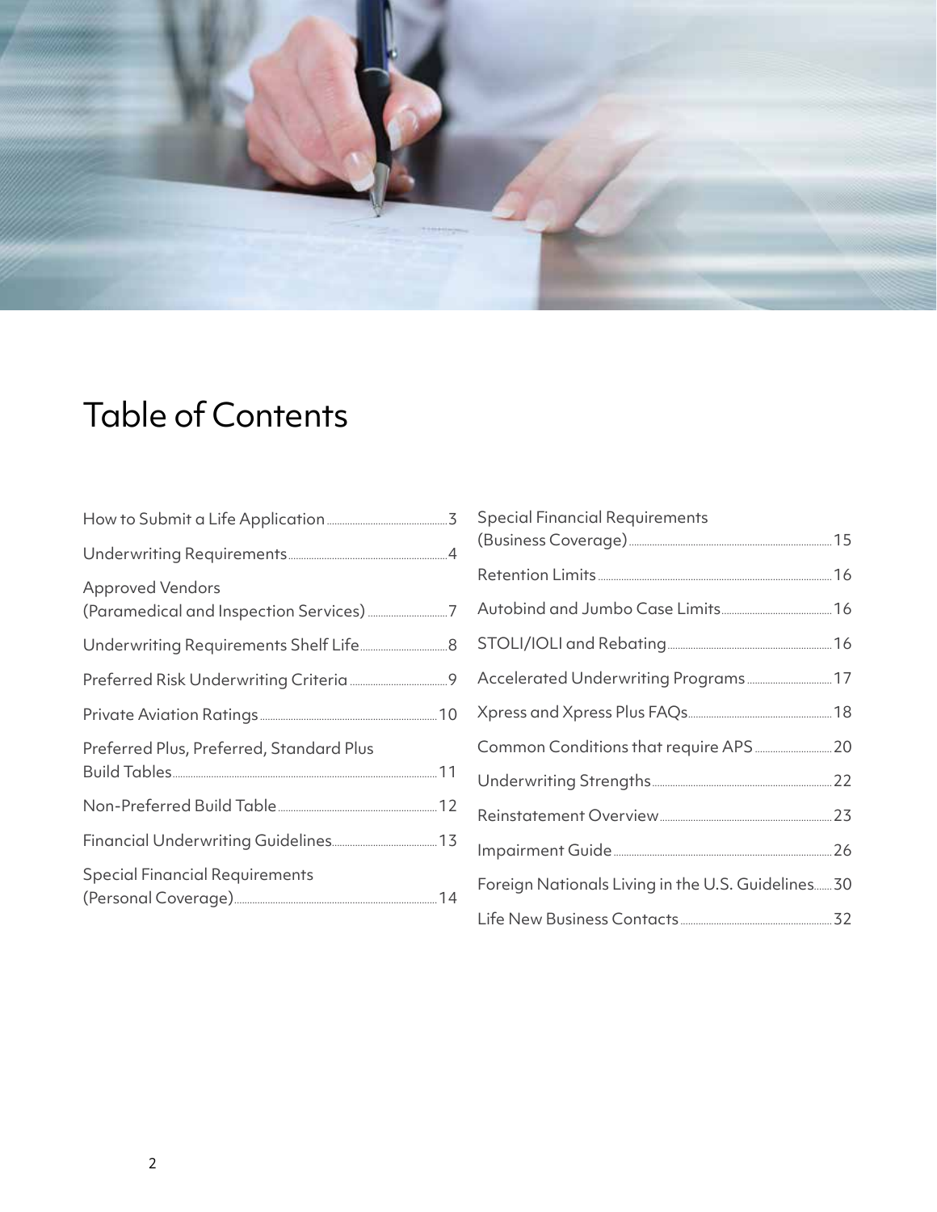# Table of Contents

- How to Submit a Life Application ... 3
- Underwriting Requirements ... 4
- Approved Vendors (Paramedical and Inspection Services) ... 7
- Underwriting Requirements Shelf Life ... 8
- Preferred Risk Underwriting Criteria ... 9
- Private Aviation Ratings ... 10
- Preferred Plus, Preferred, Standard Plus Build Tables ... 11
- Non-Preferred Build Table ... 12
- Financial Underwriting Guidelines ... 13
- Special Financial Requirements (Personal Coverage) ... 14
- Special Financial Requirements (Business Coverage) ... 15
- Retention Limits ... 16
- Autobind and Jumbo Case Limits ... 16
- STOLI/IOLI and Rebating ... 16
- Accelerated Underwriting Programs ... 17
- Xpress and Xpress Plus FAQs ... 18
- Common Conditions that require APS ... 20
- Underwriting Strengths ... 22
- Reinstatement Overview ... 23
- Impairment Guide ... 26
- Foreign Nationals Living in the U.S. Guidelines ... 30
- Life New Business Contacts ... 32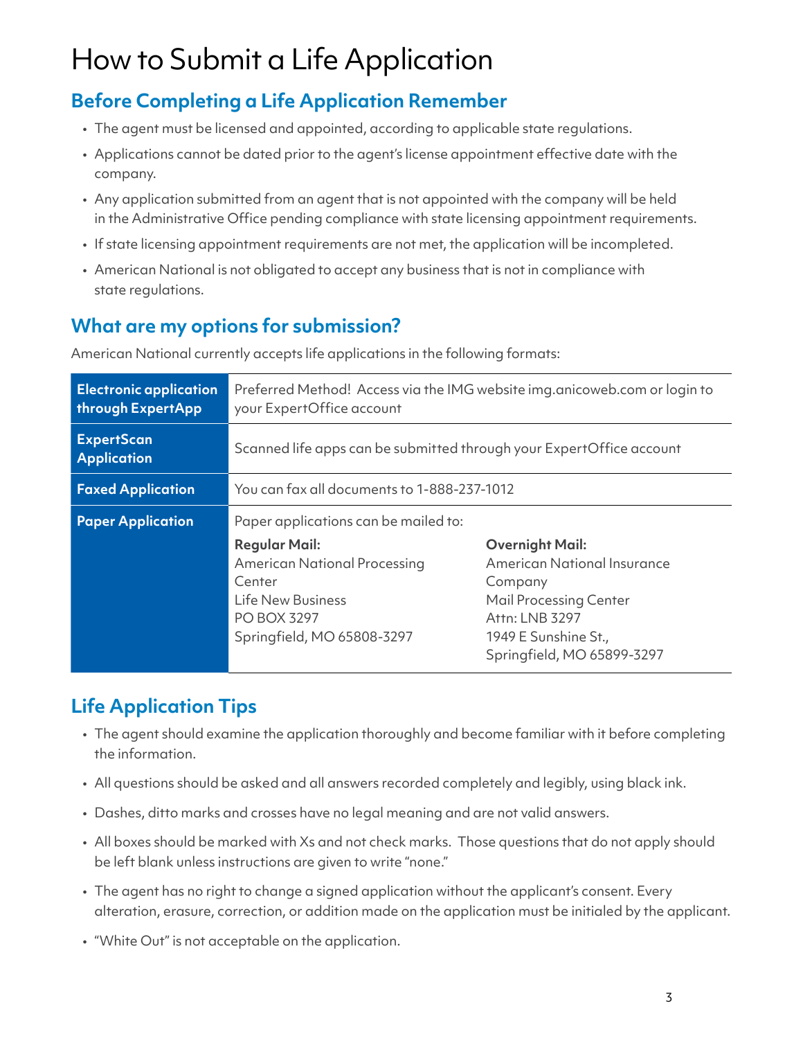# How to Submit a Life Application

## Before Completing a Life Application Remember

- The agent must be licensed and appointed, according to applicable state regulations.
- Applications cannot be dated prior to the agent's license appointment effective date with the company.
- Any application submitted from an agent that is not appointed with the company will be held in the Administrative Office pending compliance with state licensing appointment requirements.
- If state licensing appointment requirements are not met, the application will be incompleted.
- American National is not obligated to accept any business that is not in compliance with state regulations.

## What are my options for submission?

American National currently accepts life applications in the following formats:

| | | |
|---|---|---|
| **Electronic application through ExpertApp** | Preferred Method! Access via the IMG website img.anicoweb.com or login to your ExpertOffice account | |
| **ExpertScan Application** | Scanned life apps can be submitted through your ExpertOffice account | |
| **Faxed Application** | You can fax all documents to 1-888-237-1012 | |
| **Paper Application** | Paper applications can be mailed to:<br>**Regular Mail:**<br>American National Processing Center<br>Life New Business<br>PO BOX 3297<br>Springfield, MO 65808-3297 | **Overnight Mail:**<br>American National Insurance Company<br>Mail Processing Center<br>Attn: LNB 3297<br>1949 E Sunshine St.,<br>Springfield, MO 65899-3297 |

## Life Application Tips

- The agent should examine the application thoroughly and become familiar with it before completing the information.
- All questions should be asked and all answers recorded completely and legibly, using black ink.
- Dashes, ditto marks and crosses have no legal meaning and are not valid answers.
- All boxes should be marked with Xs and not check marks. Those questions that do not apply should be left blank unless instructions are given to write "none."
- The agent has no right to change a signed application without the applicant's consent. Every alteration, erasure, correction, or addition made on the application must be initialed by the applicant.
- "White Out" is not acceptable on the application.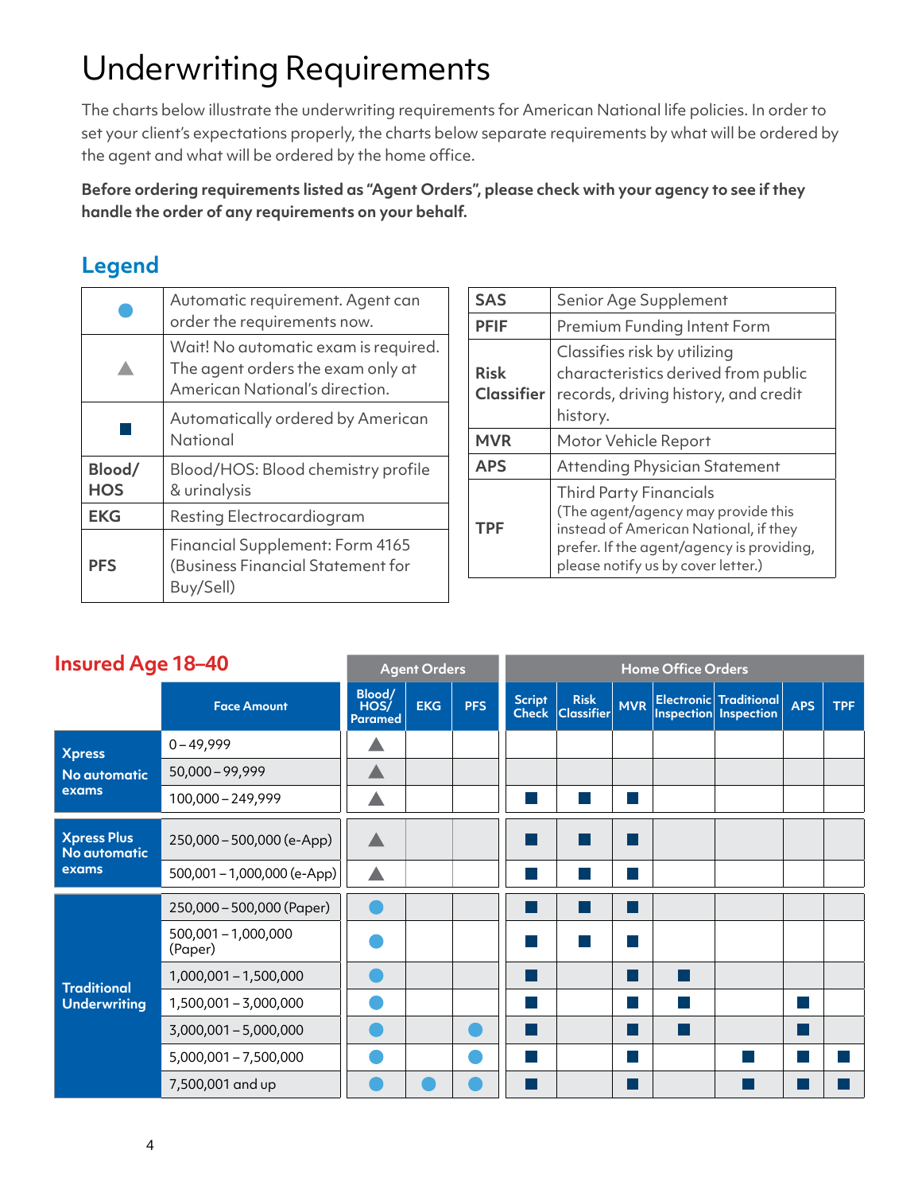# Underwriting Requirements

The charts below illustrate the underwriting requirements for American National life policies. In order to set your client's expectations properly, the charts below separate requirements by what will be ordered by the agent and what will be ordered by the home office.

**Before ordering requirements listed as "Agent Orders", please check with your agency to see if they handle the order of any requirements on your behalf.**

## Legend

| Symbol | Description |
|---|---|
| ● | Automatic requirement. Agent can order the requirements now. |
| ▲ | Wait! No automatic exam is required. The agent orders the exam only at American National's direction. |
| ■ | Automatically ordered by American National |
| **Blood/ HOS** | Blood/HOS: Blood chemistry profile & urinalysis |
| **EKG** | Resting Electrocardiogram |
| **PFS** | Financial Supplement: Form 4165 (Business Financial Statement for Buy/Sell) |

| Abbreviation | Description |
|---|---|
| **SAS** | Senior Age Supplement |
| **PFIF** | Premium Funding Intent Form |
| **Risk Classifier** | Classifies risk by utilizing characteristics derived from public records, driving history, and credit history. |
| **MVR** | Motor Vehicle Report |
| **APS** | Attending Physician Statement |
| **TPF** | Third Party Financials (The agent/agency may provide this instead of American National, if they prefer. If the agent/agency is providing, please notify us by cover letter.) |

## Insured Age 18–40

| | | Agent Orders | | | Home Office Orders | | | | | | |
|---|---|---|---|---|---|---|---|---|---|---|---|
| | **Face Amount** | **Blood/ HOS/ Paramed** | **EKG** | **PFS** | **Script Check** | **Risk Classifier** | **MVR** | **Electronic Inspection** | **Traditional Inspection** | **APS** | **TPF** |
| **Xpress** No automatic exams | 0 – 49,999 | ▲ | | | | | | | | | |
| | 50,000 – 99,999 | ▲ | | | | | | | | | |
| | 100,000 – 249,999 | ▲ | | | ■ | ■ | ■ | | | | |
| **Xpress Plus** No automatic exams | 250,000 – 500,000 (e-App) | ▲ | | | ■ | ■ | ■ | | | | |
| | 500,001 – 1,000,000 (e-App) | ▲ | | | ■ | ■ | ■ | | | | |
| **Traditional Underwriting** | 250,000 – 500,000 (Paper) | ● | | | ■ | ■ | ■ | | | | |
| | 500,001 – 1,000,000 (Paper) | ● | | | ■ | ■ | ■ | | | | |
| | 1,000,001 – 1,500,000 | ● | | | ■ | | ■ | ■ | | | |
| | 1,500,001 – 3,000,000 | ● | | | ■ | | ■ | ■ | | ■ | |
| | 3,000,001 – 5,000,000 | ● | | ● | ■ | | ■ | ■ | | ■ | |
| | 5,000,001 – 7,500,000 | ● | | ● | ■ | | ■ | | ■ | ■ | ■ |
| | 7,500,001 and up | ● | ● | ● | ■ | | ■ | | ■ | ■ | ■ |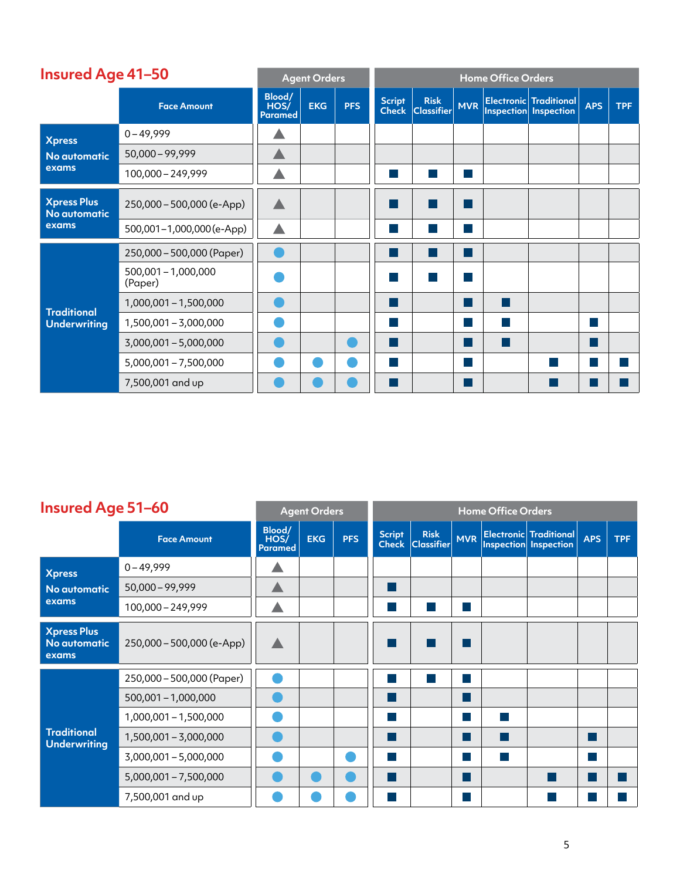## Insured Age 41–50

| | Face Amount | Agent Orders | | | Home Office Orders | | | | | | |
|---|---|---|---|---|---|---|---|---|---|---|---|
| | | Blood/ HOS/ Paramed | EKG | PFS | Script Check | Risk Classifier | MVR | Electronic Inspection | Traditional Inspection | APS | TPF |
| Xpress No automatic exams | 0 – 49,999 | ▲ | | | | | | | | | |
| | 50,000 – 99,999 | ▲ | | | | | | | | | |
| | 100,000 – 249,999 | ▲ | | | ■ | ■ | ■ | | | | |
| Xpress Plus No automatic exams | 250,000 – 500,000 (e-App) | ▲ | | | ■ | ■ | ■ | | | | |
| | 500,001 – 1,000,000 (e-App) | ▲ | | | ■ | ■ | ■ | | | | |
| Traditional Underwriting | 250,000 – 500,000 (Paper) | ● | | | ■ | ■ | ■ | | | | |
| | 500,001 – 1,000,000 (Paper) | ● | | | ■ | ■ | ■ | | | | |
| | 1,000,001 – 1,500,000 | ● | | | ■ | | ■ | ■ | | | |
| | 1,500,001 – 3,000,000 | ● | | | ■ | | ■ | ■ | | ■ | |
| | 3,000,001 – 5,000,000 | ● | | ● | ■ | | ■ | ■ | | ■ | |
| | 5,000,001 – 7,500,000 | ● | ● | ● | ■ | | ■ | | ■ | ■ | ■ |
| | 7,500,001 and up | ● | ● | ● | ■ | | ■ | | ■ | ■ | ■ |

## Insured Age 51–60

| | Face Amount | Agent Orders | | | Home Office Orders | | | | | | |
|---|---|---|---|---|---|---|---|---|---|---|---|
| | | Blood/ HOS/ Paramed | EKG | PFS | Script Check | Risk Classifier | MVR | Electronic Inspection | Traditional Inspection | APS | TPF |
| Xpress No automatic exams | 0 – 49,999 | ▲ | | | | | | | | | |
| | 50,000 – 99,999 | ▲ | | | ■ | | | | | | |
| | 100,000 – 249,999 | ▲ | | | ■ | ■ | ■ | | | | |
| Xpress Plus No automatic exams | 250,000 – 500,000 (e-App) | ▲ | | | ■ | ■ | ■ | | | | |
| Traditional Underwriting | 250,000 – 500,000 (Paper) | ● | | | ■ | ■ | ■ | | | | |
| | 500,001 – 1,000,000 | ● | | | ■ | | ■ | | | | |
| | 1,000,001 – 1,500,000 | ● | | | ■ | | ■ | ■ | | | |
| | 1,500,001 – 3,000,000 | ● | | | ■ | | ■ | ■ | | ■ | |
| | 3,000,001 – 5,000,000 | ● | | ● | ■ | | ■ | ■ | | ■ | |
| | 5,000,001 – 7,500,000 | ● | ● | ● | ■ | | ■ | | ■ | ■ | ■ |
| | 7,500,001 and up | ● | ● | ● | ■ | | ■ | | ■ | ■ | ■ |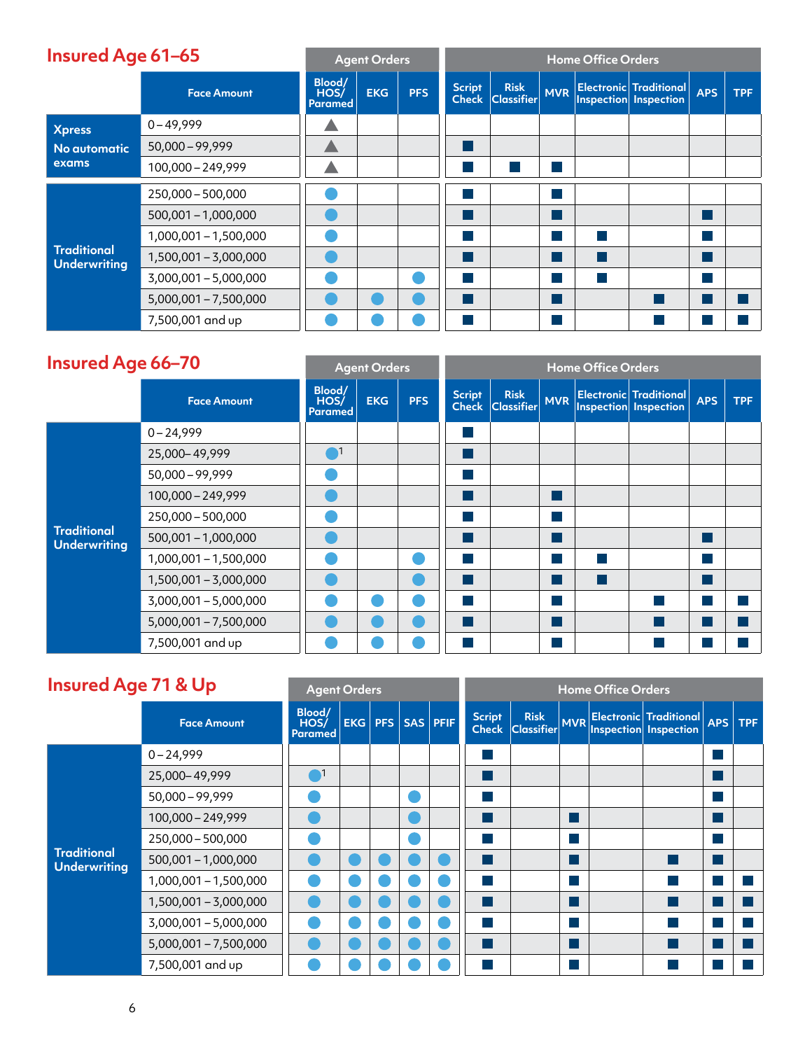## Insured Age 61–65

| | Face Amount | Agent Orders | | | Home Office Orders | | | | | | |
|---|---|---|---|---|---|---|---|---|---|---|---|
| | | Blood/ HOS/ Paramed | EKG | PFS | Script Check | Risk Classifier | MVR | Electronic Inspection | Traditional Inspection | APS | TPF |
| Xpress No automatic exams | 0 – 49,999 | ▲ | | | | | | | | | |
| | 50,000 – 99,999 | ▲ | | | ■ | | | | | | |
| | 100,000 – 249,999 | ▲ | | | ■ | ■ | ■ | | | | |
| Traditional Underwriting | 250,000 – 500,000 | ● | | | ■ | | ■ | | | | |
| | 500,001 – 1,000,000 | ● | | | ■ | | ■ | | | ■ | |
| | 1,000,001 – 1,500,000 | ● | | | ■ | | ■ | ■ | | ■ | |
| | 1,500,001 – 3,000,000 | ● | | | ■ | | ■ | ■ | | ■ | |
| | 3,000,001 – 5,000,000 | ● | | ● | ■ | | ■ | ■ | | ■ | |
| | 5,000,001 – 7,500,000 | ● | ● | ● | ■ | | ■ | | ■ | ■ | ■ |
| | 7,500,001 and up | ● | ● | ● | ■ | | ■ | | ■ | ■ | ■ |

## Insured Age 66–70

| | Face Amount | Agent Orders | | | Home Office Orders | | | | | | |
|---|---|---|---|---|---|---|---|---|---|---|---|
| | | Blood/ HOS/ Paramed | EKG | PFS | Script Check | Risk Classifier | MVR | Electronic Inspection | Traditional Inspection | APS | TPF |
| Traditional Underwriting | 0 – 24,999 | | | | ■ | | | | | | |
| | 25,000– 49,999 | ●[1] | | | ■ | | | | | | |
| | 50,000 – 99,999 | ● | | | ■ | | | | | | |
| | 100,000 – 249,999 | ● | | | ■ | | ■ | | | | |
| | 250,000 – 500,000 | ● | | | ■ | | ■ | | | | |
| | 500,001 – 1,000,000 | ● | | | ■ | | ■ | | | ■ | |
| | 1,000,001 – 1,500,000 | ● | | ● | ■ | | ■ | ■ | | ■ | |
| | 1,500,001 – 3,000,000 | ● | | ● | ■ | | ■ | ■ | | ■ | |
| | 3,000,001 – 5,000,000 | ● | ● | ● | ■ | | ■ | | ■ | ■ | ■ |
| | 5,000,001 – 7,500,000 | ● | ● | ● | ■ | | ■ | | ■ | ■ | ■ |
| | 7,500,001 and up | ● | ● | ● | ■ | | ■ | | ■ | ■ | ■ |

## Insured Age 71 & Up

| | Face Amount | Agent Orders | | | | | Home Office Orders | | | | | | |
|---|---|---|---|---|---|---|---|---|---|---|---|---|---|
| | | Blood/ HOS/ Paramed | EKG | PFS | SAS | PFIF | Script Check | Risk Classifier | MVR | Electronic Inspection | Traditional Inspection | APS | TPF |
| Traditional Underwriting | 0 – 24,999 | | | | | | ■ | | | | | ■ | |
| | 25,000– 49,999 | ●[1] | | | | | ■ | | | | | ■ | |
| | 50,000 – 99,999 | ● | | | ● | | ■ | | | | | ■ | |
| | 100,000 – 249,999 | ● | | | ● | | ■ | | ■ | | | ■ | |
| | 250,000 – 500,000 | ● | | | ● | | ■ | | ■ | | | ■ | |
| | 500,001 – 1,000,000 | ● | ● | ● | ● | ● | ■ | | ■ | | ■ | ■ | |
| | 1,000,001 – 1,500,000 | ● | ● | ● | ● | ● | ■ | | ■ | | ■ | ■ | ■ |
| | 1,500,001 – 3,000,000 | ● | ● | ● | ● | ● | ■ | | ■ | | ■ | ■ | ■ |
| | 3,000,001 – 5,000,000 | ● | ● | ● | ● | ● | ■ | | ■ | | ■ | ■ | ■ |
| | 5,000,001 – 7,500,000 | ● | ● | ● | ● | ● | ■ | | ■ | | ■ | ■ | ■ |
| | 7,500,001 and up | ● | ● | ● | ● | ● | ■ | | ■ | | ■ | ■ | ■ |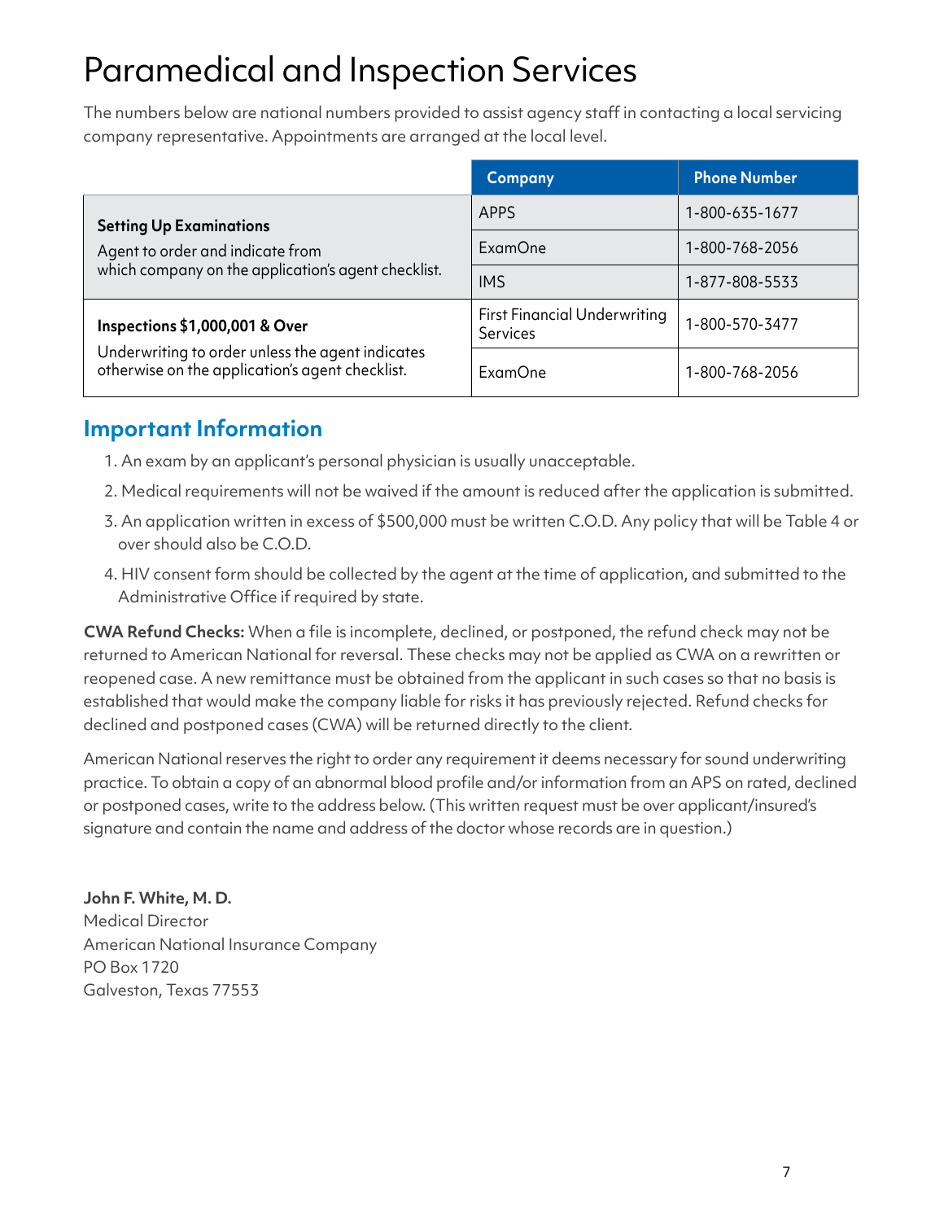# Paramedical and Inspection Services

The numbers below are national numbers provided to assist agency staff in contacting a local servicing company representative. Appointments are arranged at the local level.

| | Company | Phone Number |
|---|---|---|
| **Setting Up Examinations** Agent to order and indicate from which company on the application's agent checklist. | APPS | 1-800-635-1677 |
| | ExamOne | 1-800-768-2056 |
| | IMS | 1-877-808-5533 |
| **Inspections $1,000,001 & Over** Underwriting to order unless the agent indicates otherwise on the application's agent checklist. | First Financial Underwriting Services | 1-800-570-3477 |
| | ExamOne | 1-800-768-2056 |

## Important Information

1. An exam by an applicant's personal physician is usually unacceptable.
2. Medical requirements will not be waived if the amount is reduced after the application is submitted.
3. An application written in excess of $500,000 must be written C.O.D. Any policy that will be Table 4 or over should also be C.O.D.
4. HIV consent form should be collected by the agent at the time of application, and submitted to the Administrative Office if required by state.

**CWA Refund Checks:** When a file is incomplete, declined, or postponed, the refund check may not be returned to American National for reversal. These checks may not be applied as CWA on a rewritten or reopened case. A new remittance must be obtained from the applicant in such cases so that no basis is established that would make the company liable for risks it has previously rejected. Refund checks for declined and postponed cases (CWA) will be returned directly to the client.

American National reserves the right to order any requirement it deems necessary for sound underwriting practice. To obtain a copy of an abnormal blood profile and/or information from an APS on rated, declined or postponed cases, write to the address below. (This written request must be over applicant/insured's signature and contain the name and address of the doctor whose records are in question.)

**John F. White, M. D.**
Medical Director
American National Insurance Company
PO Box 1720
Galveston, Texas 77553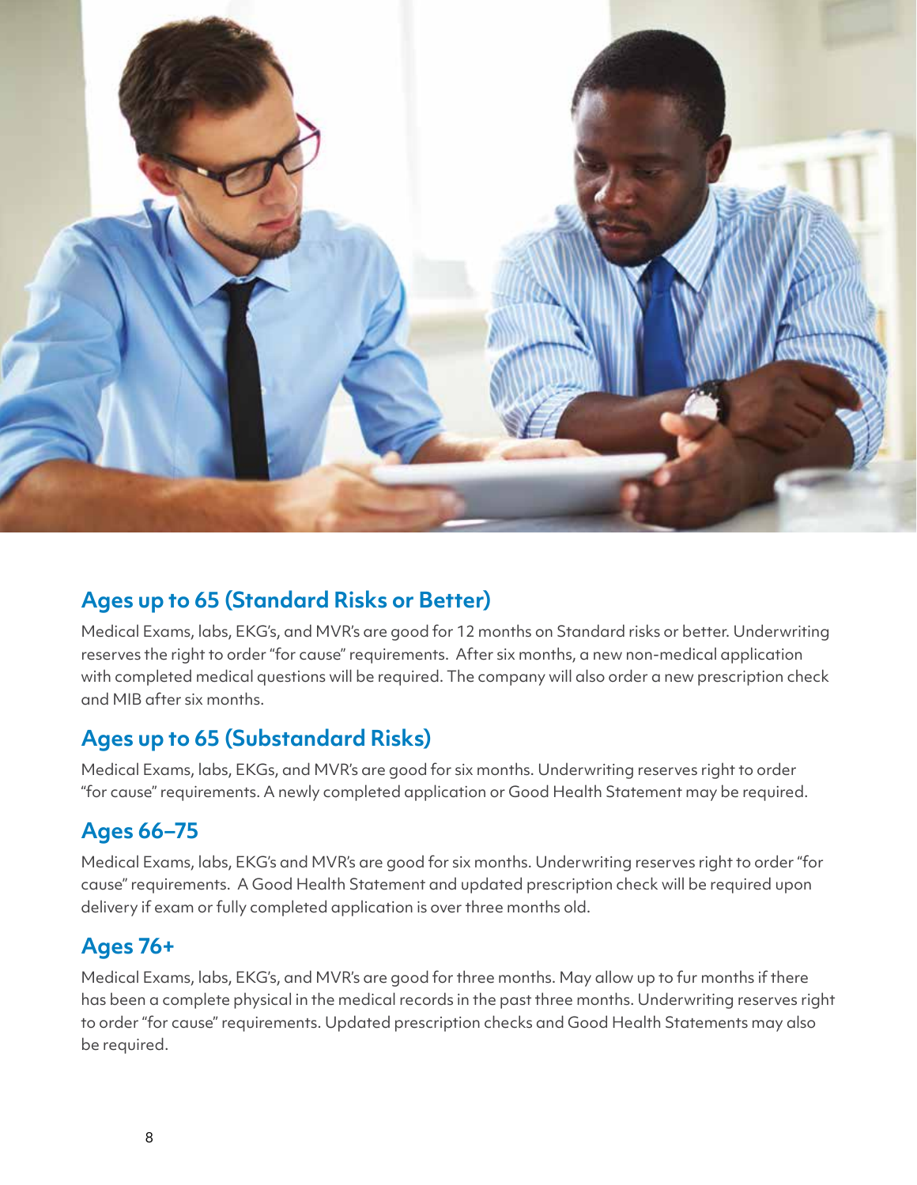## Ages up to 65 (Standard Risks or Better)

Medical Exams, labs, EKG's, and MVR's are good for 12 months on Standard risks or better. Underwriting reserves the right to order "for cause" requirements.  After six months, a new non-medical application with completed medical questions will be required. The company will also order a new prescription check and MIB after six months.

## Ages up to 65 (Substandard Risks)

Medical Exams, labs, EKGs, and MVR's are good for six months. Underwriting reserves right to order "for cause" requirements. A newly completed application or Good Health Statement may be required.

## Ages 66–75

Medical Exams, labs, EKG's and MVR's are good for six months. Underwriting reserves right to order "for cause" requirements.  A Good Health Statement and updated prescription check will be required upon delivery if exam or fully completed application is over three months old.

## Ages 76+

Medical Exams, labs, EKG's, and MVR's are good for three months. May allow up to fur months if there has been a complete physical in the medical records in the past three months. Underwriting reserves right to order "for cause" requirements. Updated prescription checks and Good Health Statements may also be required.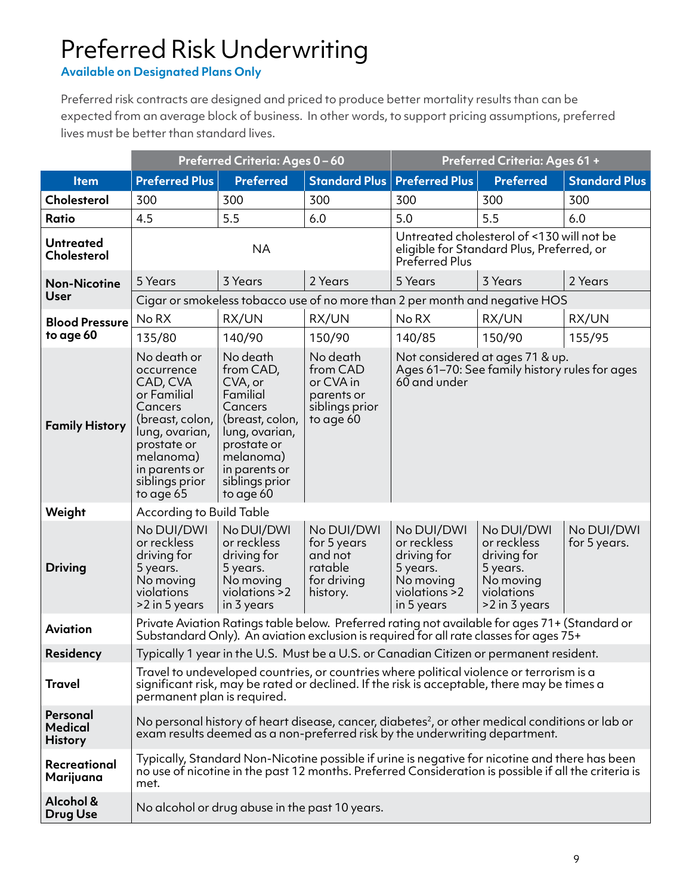# Preferred Risk Underwriting

**Available on Designated Plans Only**

Preferred risk contracts are designed and priced to produce better mortality results than can be expected from an average block of business. In other words, to support pricing assumptions, preferred lives must be better than standard lives.

| | Preferred Criteria: Ages 0 – 60 | | | Preferred Criteria: Ages 61 + | | |
|---|---|---|---|---|---|---|
| **Item** | **Preferred Plus** | **Preferred** | **Standard Plus** | **Preferred Plus** | **Preferred** | **Standard Plus** |
| **Cholesterol** | 300 | 300 | 300 | 300 | 300 | 300 |
| **Ratio** | 4.5 | 5.5 | 6.0 | 5.0 | 5.5 | 6.0 |
| **Untreated Cholesterol** | NA | | | Untreated cholesterol of <130 will not be eligible for Standard Plus, Preferred, or Preferred Plus | | |
| **Non-Nicotine User** | 5 Years | 3 Years | 2 Years | 5 Years | 3 Years | 2 Years |
| | Cigar or smokeless tobacco use of no more than 2 per month and negative HOS | | | | | |
| **Blood Pressure to age 60** | No RX | RX/UN | RX/UN | No RX | RX/UN | RX/UN |
| | 135/80 | 140/90 | 150/90 | 140/85 | 150/90 | 155/95 |
| **Family History** | No death or occurrence CAD, CVA or Familial Cancers (breast, colon, lung, ovarian, prostate or melanoma) in parents or siblings prior to age 65 | No death from CAD, CVA, or Familial Cancers (breast, colon, lung, ovarian, prostate or melanoma) in parents or siblings prior to age 60 | No death from CAD or CVA in parents or siblings prior to age 60 | Not considered at ages 71 & up. Ages 61–70: See family history rules for ages 60 and under | | |
| **Weight** | According to Build Table | | | | | |
| **Driving** | No DUI/DWI or reckless driving for 5 years. No moving violations >2 in 5 years | No DUI/DWI or reckless driving for 5 years. No moving violations >2 in 3 years | No DUI/DWI for 5 years and not ratable for driving history. | No DUI/DWI or reckless driving for 5 years. No moving violations >2 in 5 years | No DUI/DWI or reckless driving for 5 years. No moving violations >2 in 3 years | No DUI/DWI for 5 years. |
| **Aviation** | Private Aviation Ratings table below. Preferred rating not available for ages 71+ (Standard or Substandard Only). An aviation exclusion is required for all rate classes for ages 75+ | | | | | |
| **Residency** | Typically 1 year in the U.S. Must be a U.S. or Canadian Citizen or permanent resident. | | | | | |
| **Travel** | Travel to undeveloped countries, or countries where political violence or terrorism is a significant risk, may be rated or declined. If the risk is acceptable, there may be times a permanent plan is required. | | | | | |
| **Personal Medical History** | No personal history of heart disease, cancer, diabetes[2], or other medical conditions or lab or exam results deemed as a non-preferred risk by the underwriting department. | | | | | |
| **Recreational Marijuana** | Typically, Standard Non-Nicotine possible if urine is negative for nicotine and there has been no use of nicotine in the past 12 months. Preferred Consideration is possible if all the criteria is met. | | | | | |
| **Alcohol & Drug Use** | No alcohol or drug abuse in the past 10 years. | | | | | |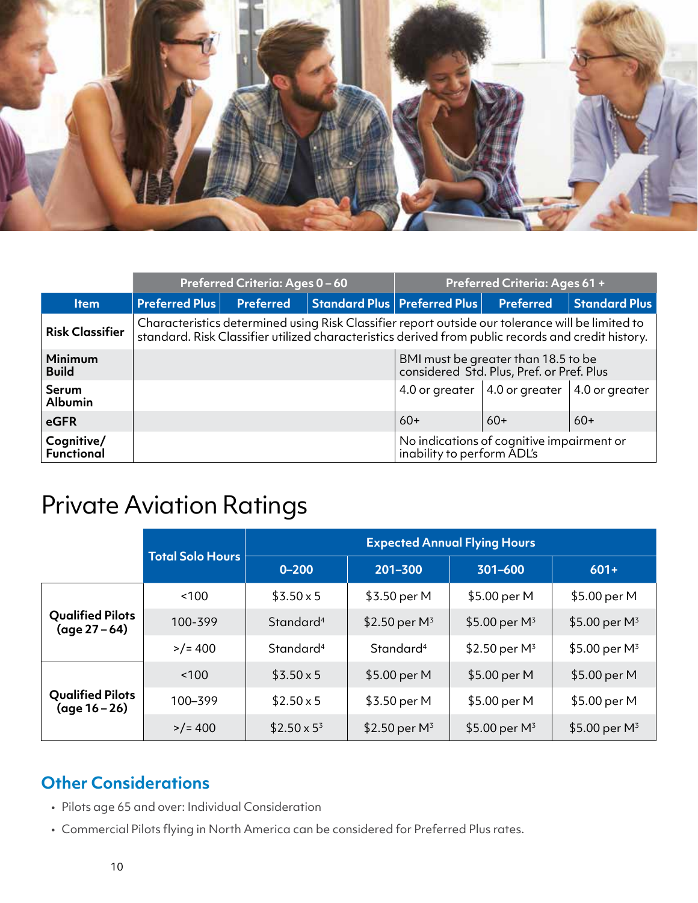| | Preferred Criteria: Ages 0 – 60 | | | Preferred Criteria: Ages 61 + | | |
|---|---|---|---|---|---|---|
| **Item** | **Preferred Plus** | **Preferred** | **Standard Plus** | **Preferred Plus** | **Preferred** | **Standard Plus** |
| **Risk Classifier** | Characteristics determined using Risk Classifier report outside our tolerance will be limited to standard. Risk Classifier utilized characteristics derived from public records and credit history. | | | | | |
| **Minimum Build** | | | | BMI must be greater than 18.5 to be considered Std. Plus, Pref. or Pref. Plus | | |
| **Serum Albumin** | | | | 4.0 or greater | 4.0 or greater | 4.0 or greater |
| **eGFR** | | | | 60+ | 60+ | 60+ |
| **Cognitive/ Functional** | | | | No indications of cognitive impairment or inability to perform ADL's | | |

# Private Aviation Ratings

| | Total Solo Hours | Expected Annual Flying Hours | | | |
|---|---|---|---|---|---|
| | | **0–200** | **201–300** | **301–600** | **601+** |
| **Qualified Pilots (age 27 – 64)** | <100 | $3.50 x 5 | $3.50 per M | $5.00 per M | $5.00 per M |
| | 100-399 | Standard[4] | $2.50 per M[3] | $5.00 per M[3] | $5.00 per M[3] |
| | >/= 400 | Standard[4] | Standard[4] | $2.50 per M[3] | $5.00 per M[3] |
| **Qualified Pilots (age 16 – 26)** | <100 | $3.50 x 5 | $5.00 per M | $5.00 per M | $5.00 per M |
| | 100–399 | $2.50 x 5 | $3.50 per M | $5.00 per M | $5.00 per M |
| | >/= 400 | $2.50 x 5[3] | $2.50 per M[3] | $5.00 per M[3] | $5.00 per M[3] |

## Other Considerations

- Pilots age 65 and over: Individual Consideration
- Commercial Pilots flying in North America can be considered for Preferred Plus rates.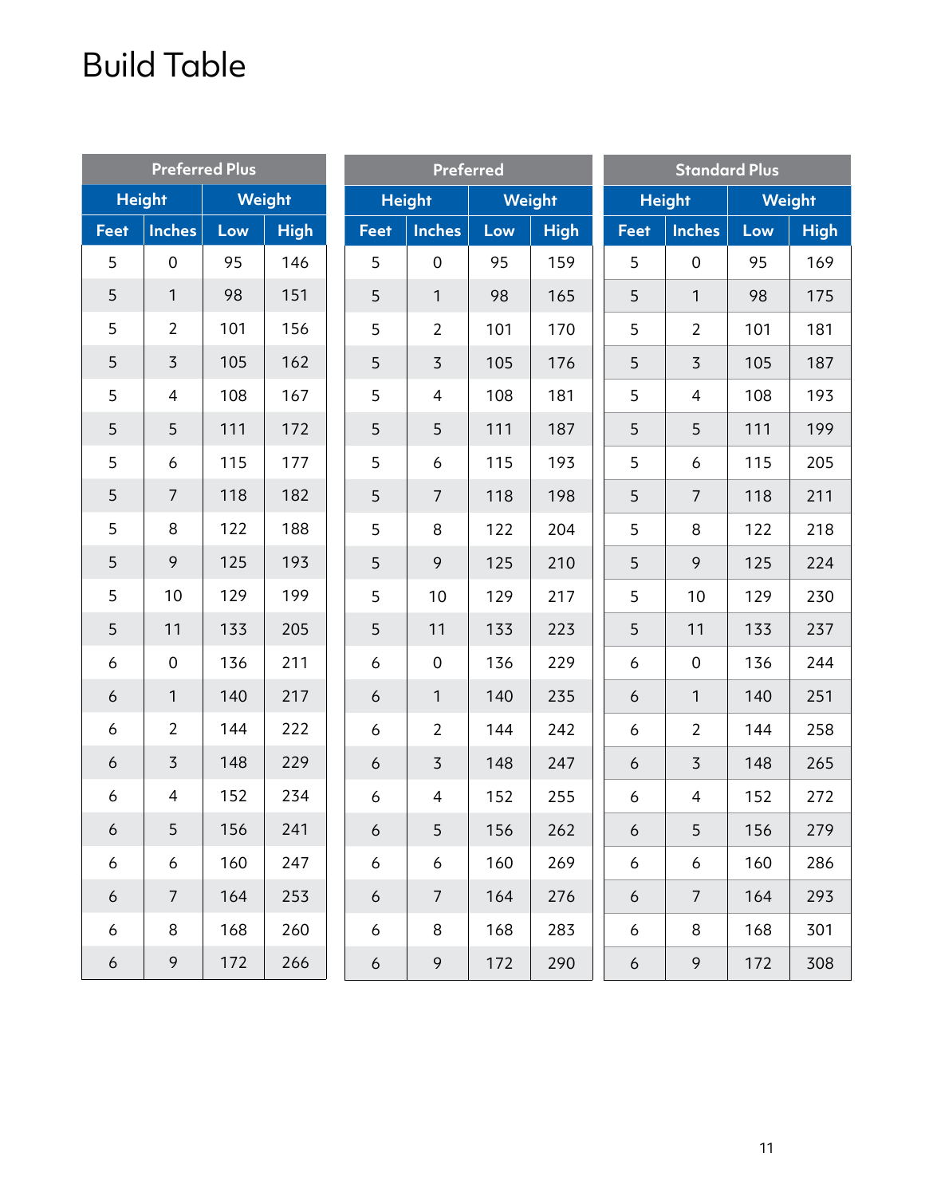# Build Table

| Preferred Plus | | | |
|---|---|---|---|
| Height | | Weight | |
| Feet | Inches | Low | High |
| 5 | 0 | 95 | 146 |
| 5 | 1 | 98 | 151 |
| 5 | 2 | 101 | 156 |
| 5 | 3 | 105 | 162 |
| 5 | 4 | 108 | 167 |
| 5 | 5 | 111 | 172 |
| 5 | 6 | 115 | 177 |
| 5 | 7 | 118 | 182 |
| 5 | 8 | 122 | 188 |
| 5 | 9 | 125 | 193 |
| 5 | 10 | 129 | 199 |
| 5 | 11 | 133 | 205 |
| 6 | 0 | 136 | 211 |
| 6 | 1 | 140 | 217 |
| 6 | 2 | 144 | 222 |
| 6 | 3 | 148 | 229 |
| 6 | 4 | 152 | 234 |
| 6 | 5 | 156 | 241 |
| 6 | 6 | 160 | 247 |
| 6 | 7 | 164 | 253 |
| 6 | 8 | 168 | 260 |
| 6 | 9 | 172 | 266 |

| Preferred | | | |
|---|---|---|---|
| Height | | Weight | |
| Feet | Inches | Low | High |
| 5 | 0 | 95 | 159 |
| 5 | 1 | 98 | 165 |
| 5 | 2 | 101 | 170 |
| 5 | 3 | 105 | 176 |
| 5 | 4 | 108 | 181 |
| 5 | 5 | 111 | 187 |
| 5 | 6 | 115 | 193 |
| 5 | 7 | 118 | 198 |
| 5 | 8 | 122 | 204 |
| 5 | 9 | 125 | 210 |
| 5 | 10 | 129 | 217 |
| 5 | 11 | 133 | 223 |
| 6 | 0 | 136 | 229 |
| 6 | 1 | 140 | 235 |
| 6 | 2 | 144 | 242 |
| 6 | 3 | 148 | 247 |
| 6 | 4 | 152 | 255 |
| 6 | 5 | 156 | 262 |
| 6 | 6 | 160 | 269 |
| 6 | 7 | 164 | 276 |
| 6 | 8 | 168 | 283 |
| 6 | 9 | 172 | 290 |

| Standard Plus | | | |
|---|---|---|---|
| Height | | Weight | |
| Feet | Inches | Low | High |
| 5 | 0 | 95 | 169 |
| 5 | 1 | 98 | 175 |
| 5 | 2 | 101 | 181 |
| 5 | 3 | 105 | 187 |
| 5 | 4 | 108 | 193 |
| 5 | 5 | 111 | 199 |
| 5 | 6 | 115 | 205 |
| 5 | 7 | 118 | 211 |
| 5 | 8 | 122 | 218 |
| 5 | 9 | 125 | 224 |
| 5 | 10 | 129 | 230 |
| 5 | 11 | 133 | 237 |
| 6 | 0 | 136 | 244 |
| 6 | 1 | 140 | 251 |
| 6 | 2 | 144 | 258 |
| 6 | 3 | 148 | 265 |
| 6 | 4 | 152 | 272 |
| 6 | 5 | 156 | 279 |
| 6 | 6 | 160 | 286 |
| 6 | 7 | 164 | 293 |
| 6 | 8 | 168 | 301 |
| 6 | 9 | 172 | 308 |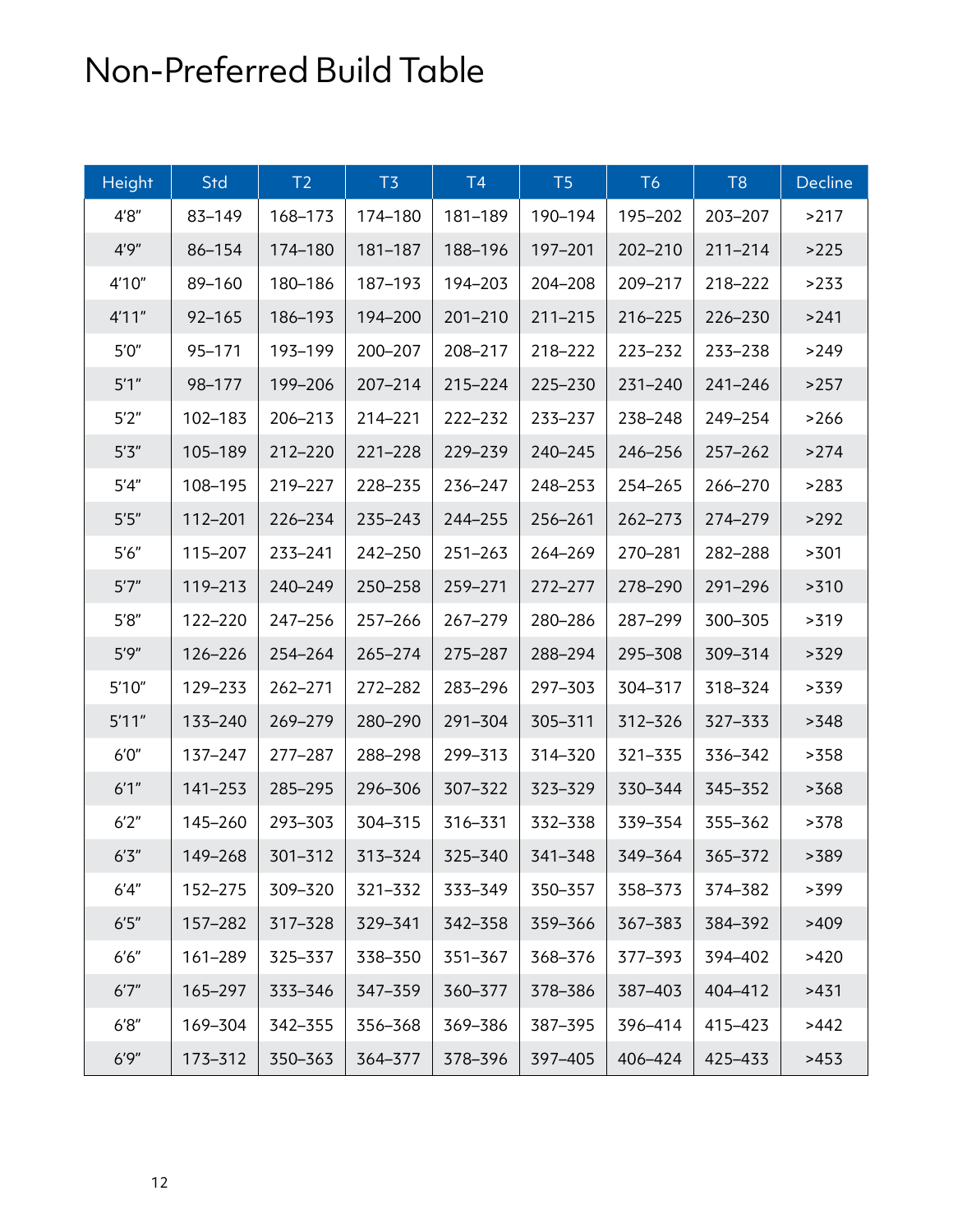# Non-Preferred Build Table

| Height | Std | T2 | T3 | T4 | T5 | T6 | T8 | Decline |
|---|---|---|---|---|---|---|---|---|
| 4′8″ | 83–149 | 168–173 | 174–180 | 181–189 | 190–194 | 195–202 | 203–207 | >217 |
| 4′9″ | 86–154 | 174–180 | 181–187 | 188–196 | 197–201 | 202–210 | 211–214 | >225 |
| 4′10″ | 89–160 | 180–186 | 187–193 | 194–203 | 204–208 | 209–217 | 218–222 | >233 |
| 4′11″ | 92–165 | 186–193 | 194–200 | 201–210 | 211–215 | 216–225 | 226–230 | >241 |
| 5′0″ | 95–171 | 193–199 | 200–207 | 208–217 | 218–222 | 223–232 | 233–238 | >249 |
| 5′1″ | 98–177 | 199–206 | 207–214 | 215–224 | 225–230 | 231–240 | 241–246 | >257 |
| 5′2″ | 102–183 | 206–213 | 214–221 | 222–232 | 233–237 | 238–248 | 249–254 | >266 |
| 5′3″ | 105–189 | 212–220 | 221–228 | 229–239 | 240–245 | 246–256 | 257–262 | >274 |
| 5′4″ | 108–195 | 219–227 | 228–235 | 236–247 | 248–253 | 254–265 | 266–270 | >283 |
| 5′5″ | 112–201 | 226–234 | 235–243 | 244–255 | 256–261 | 262–273 | 274–279 | >292 |
| 5′6″ | 115–207 | 233–241 | 242–250 | 251–263 | 264–269 | 270–281 | 282–288 | >301 |
| 5′7″ | 119–213 | 240–249 | 250–258 | 259–271 | 272–277 | 278–290 | 291–296 | >310 |
| 5′8″ | 122–220 | 247–256 | 257–266 | 267–279 | 280–286 | 287–299 | 300–305 | >319 |
| 5′9″ | 126–226 | 254–264 | 265–274 | 275–287 | 288–294 | 295–308 | 309–314 | >329 |
| 5′10″ | 129–233 | 262–271 | 272–282 | 283–296 | 297–303 | 304–317 | 318–324 | >339 |
| 5′11″ | 133–240 | 269–279 | 280–290 | 291–304 | 305–311 | 312–326 | 327–333 | >348 |
| 6′0″ | 137–247 | 277–287 | 288–298 | 299–313 | 314–320 | 321–335 | 336–342 | >358 |
| 6′1″ | 141–253 | 285–295 | 296–306 | 307–322 | 323–329 | 330–344 | 345–352 | >368 |
| 6′2″ | 145–260 | 293–303 | 304–315 | 316–331 | 332–338 | 339–354 | 355–362 | >378 |
| 6′3″ | 149–268 | 301–312 | 313–324 | 325–340 | 341–348 | 349–364 | 365–372 | >389 |
| 6′4″ | 152–275 | 309–320 | 321–332 | 333–349 | 350–357 | 358–373 | 374–382 | >399 |
| 6′5″ | 157–282 | 317–328 | 329–341 | 342–358 | 359–366 | 367–383 | 384–392 | >409 |
| 6′6″ | 161–289 | 325–337 | 338–350 | 351–367 | 368–376 | 377–393 | 394–402 | >420 |
| 6′7″ | 165–297 | 333–346 | 347–359 | 360–377 | 378–386 | 387–403 | 404–412 | >431 |
| 6′8″ | 169–304 | 342–355 | 356–368 | 369–386 | 387–395 | 396–414 | 415–423 | >442 |
| 6′9″ | 173–312 | 350–363 | 364–377 | 378–396 | 397–405 | 406–424 | 425–433 | >453 |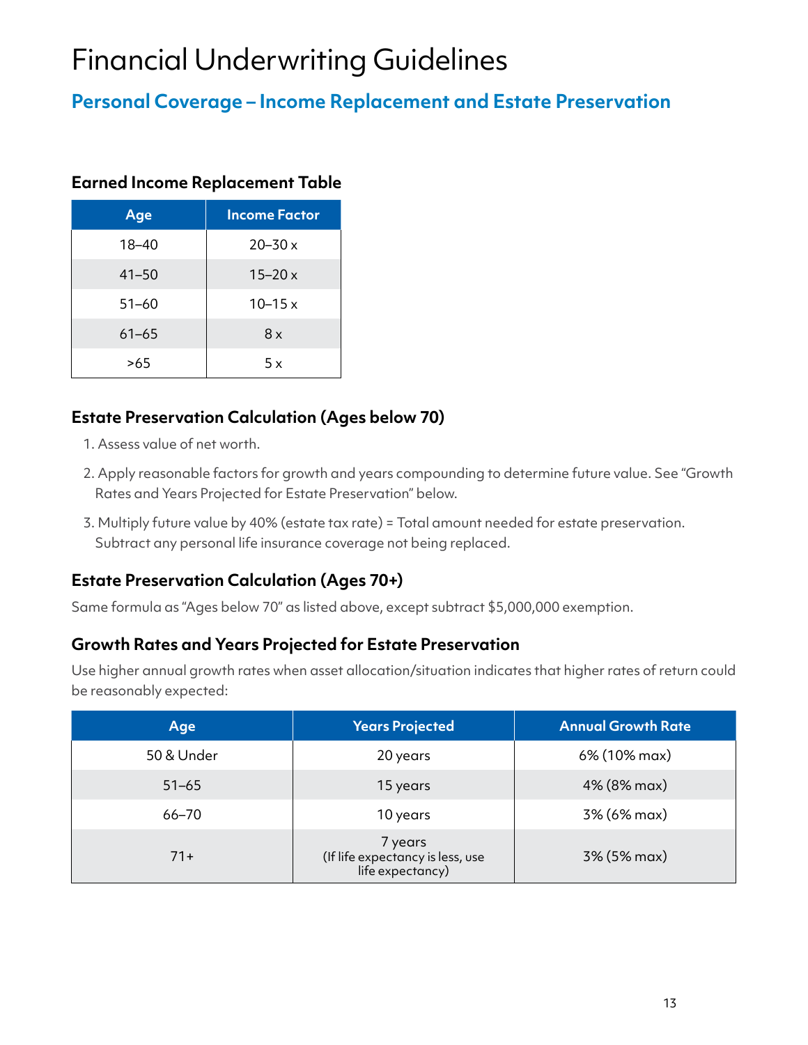# Financial Underwriting Guidelines

## Personal Coverage – Income Replacement and Estate Preservation

### Earned Income Replacement Table

| Age | Income Factor |
|---|---|
| 18–40 | 20–30 x |
| 41–50 | 15–20 x |
| 51–60 | 10–15 x |
| 61–65 | 8 x |
| >65 | 5 x |

### Estate Preservation Calculation (Ages below 70)

1. Assess value of net worth.
2. Apply reasonable factors for growth and years compounding to determine future value. See "Growth Rates and Years Projected for Estate Preservation" below.
3. Multiply future value by 40% (estate tax rate) = Total amount needed for estate preservation. Subtract any personal life insurance coverage not being replaced.

### Estate Preservation Calculation (Ages 70+)

Same formula as "Ages below 70" as listed above, except subtract $5,000,000 exemption.

### Growth Rates and Years Projected for Estate Preservation

Use higher annual growth rates when asset allocation/situation indicates that higher rates of return could be reasonably expected:

| Age | Years Projected | Annual Growth Rate |
|---|---|---|
| 50 & Under | 20 years | 6% (10% max) |
| 51–65 | 15 years | 4% (8% max) |
| 66–70 | 10 years | 3% (6% max) |
| 71+ | 7 years (If life expectancy is less, use life expectancy) | 3% (5% max) |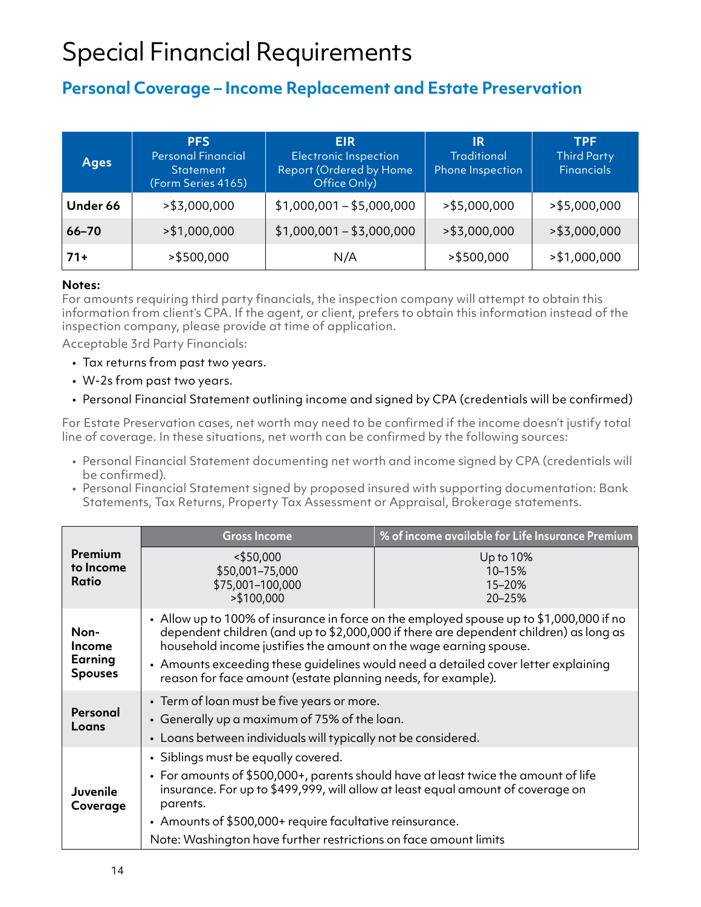# Special Financial Requirements

## Personal Coverage – Income Replacement and Estate Preservation

| Ages | PFS Personal Financial Statement (Form Series 4165) | EIR Electronic Inspection Report (Ordered by Home Office Only) | IR Traditional Phone Inspection | TPF Third Party Financials |
|---|---|---|---|---|
| **Under 66** | >$3,000,000 | $1,000,001 – $5,000,000 | >$5,000,000 | >$5,000,000 |
| **66–70** | >$1,000,000 | $1,000,001 – $3,000,000 | >$3,000,000 | >$3,000,000 |
| **71+** | >$500,000 | N/A | >$500,000 | >$1,000,000 |

**Notes:**

For amounts requiring third party financials, the inspection company will attempt to obtain this information from client's CPA. If the agent, or client, prefers to obtain this information instead of the inspection company, please provide at time of application.

Acceptable 3rd Party Financials:

- Tax returns from past two years.
- W-2s from past two years.
- Personal Financial Statement outlining income and signed by CPA (credentials will be confirmed)

For Estate Preservation cases, net worth may need to be confirmed if the income doesn't justify total line of coverage. In these situations, net worth can be confirmed by the following sources:

- Personal Financial Statement documenting net worth and income signed by CPA (credentials will be confirmed).
- Personal Financial Statement signed by proposed insured with supporting documentation: Bank Statements, Tax Returns, Property Tax Assessment or Appraisal, Brokerage statements.

| | Gross Income | % of income available for Life Insurance Premium |
|---|---|---|
| **Premium to Income Ratio** | <$50,000<br>$50,001–75,000<br>$75,001–100,000<br>>$100,000 | Up to 10%<br>10–15%<br>15–20%<br>20–25% |
| **Non-Income Earning Spouses** | • Allow up to 100% of insurance in force on the employed spouse up to $1,000,000 if no dependent children (and up to $2,000,000 if there are dependent children) as long as household income justifies the amount on the wage earning spouse.<br>• Amounts exceeding these guidelines would need a detailed cover letter explaining reason for face amount (estate planning needs, for example). | |
| **Personal Loans** | • Term of loan must be five years or more.<br>• Generally up a maximum of 75% of the loan.<br>• Loans between individuals will typically not be considered. | |
| **Juvenile Coverage** | • Siblings must be equally covered.<br>• For amounts of $500,000+, parents should have at least twice the amount of life insurance. For up to $499,999, will allow at least equal amount of coverage on parents.<br>• Amounts of $500,000+ require facultative reinsurance.<br>Note: Washington have further restrictions on face amount limits | |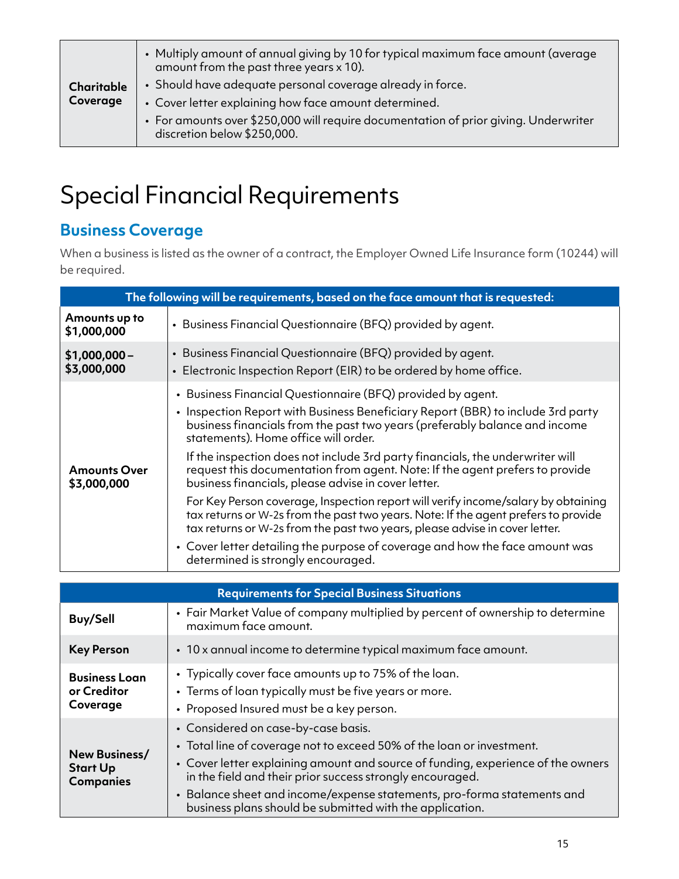| Charitable Coverage | • Multiply amount of annual giving by 10 for typical maximum face amount (average amount from the past three years x 10).<br>• Should have adequate personal coverage already in force.<br>• Cover letter explaining how face amount determined.<br>• For amounts over $250,000 will require documentation of prior giving. Underwriter discretion below $250,000. |
|---|---|

# Special Financial Requirements

## Business Coverage

When a business is listed as the owner of a contract, the Employer Owned Life Insurance form (10244) will be required.

| The following will be requirements, based on the face amount that is requested: | |
|---|---|
| **Amounts up to $1,000,000** | • Business Financial Questionnaire (BFQ) provided by agent. |
| **$1,000,000 – $3,000,000** | • Business Financial Questionnaire (BFQ) provided by agent.<br>• Electronic Inspection Report (EIR) to be ordered by home office. |
| **Amounts Over $3,000,000** | • Business Financial Questionnaire (BFQ) provided by agent.<br>• Inspection Report with Business Beneficiary Report (BBR) to include 3rd party business financials from the past two years (preferably balance and income statements). Home office will order.<br>If the inspection does not include 3rd party financials, the underwriter will request this documentation from agent. Note: If the agent prefers to provide business financials, please advise in cover letter.<br>For Key Person coverage, Inspection report will verify income/salary by obtaining tax returns or W-2s from the past two years. Note: If the agent prefers to provide tax returns or W-2s from the past two years, please advise in cover letter.<br>• Cover letter detailing the purpose of coverage and how the face amount was determined is strongly encouraged. |

| Requirements for Special Business Situations | |
|---|---|
| **Buy/Sell** | • Fair Market Value of company multiplied by percent of ownership to determine maximum face amount. |
| **Key Person** | • 10 x annual income to determine typical maximum face amount. |
| **Business Loan or Creditor Coverage** | • Typically cover face amounts up to 75% of the loan.<br>• Terms of loan typically must be five years or more.<br>• Proposed Insured must be a key person. |
| **New Business/ Start Up Companies** | • Considered on case-by-case basis.<br>• Total line of coverage not to exceed 50% of the loan or investment.<br>• Cover letter explaining amount and source of funding, experience of the owners in the field and their prior success strongly encouraged.<br>• Balance sheet and income/expense statements, pro-forma statements and business plans should be submitted with the application. |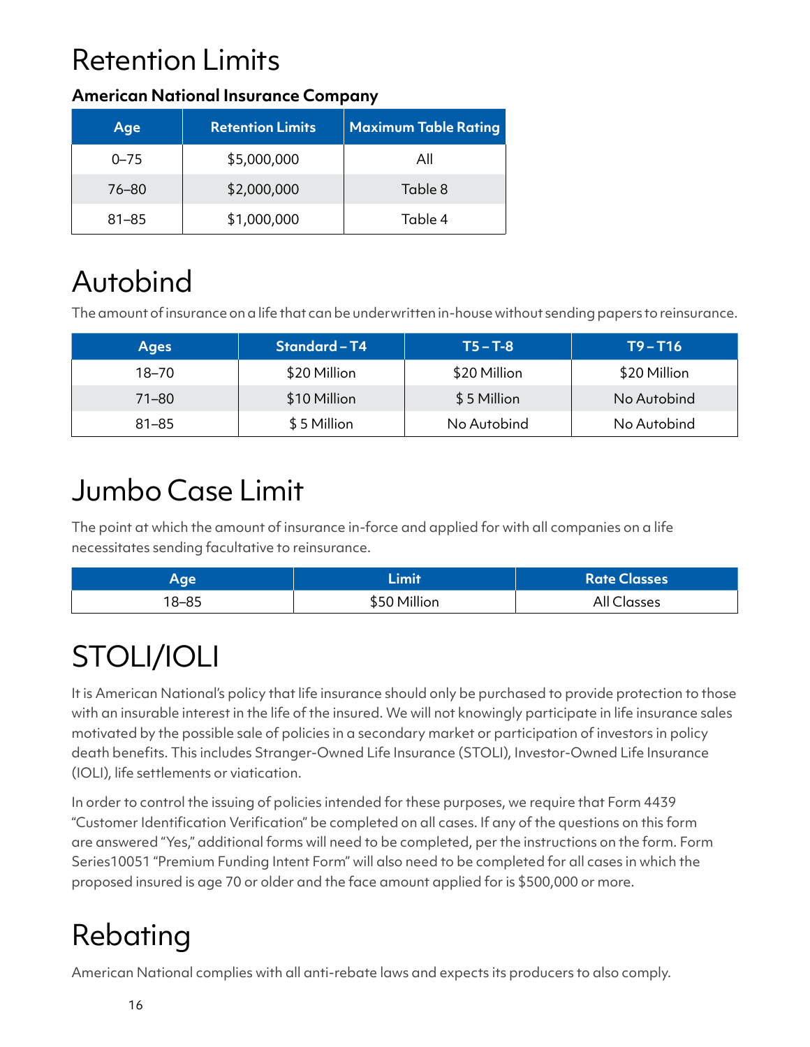# Retention Limits

**American National Insurance Company**

| Age | Retention Limits | Maximum Table Rating |
| --- | --- | --- |
| 0–75 | $5,000,000 | All |
| 76–80 | $2,000,000 | Table 8 |
| 81–85 | $1,000,000 | Table 4 |

# Autobind

The amount of insurance on a life that can be underwritten in-house without sending papers to reinsurance.

| Ages | Standard – T4 | T5 – T-8 | T9 – T16 |
| --- | --- | --- | --- |
| 18–70 | $20 Million | $20 Million | $20 Million |
| 71–80 | $10 Million | $ 5 Million | No Autobind |
| 81–85 | $ 5 Million | No Autobind | No Autobind |

# Jumbo Case Limit

The point at which the amount of insurance in-force and applied for with all companies on a life necessitates sending facultative to reinsurance.

| Age | Limit | Rate Classes |
| --- | --- | --- |
| 18–85 | $50 Million | All Classes |

# STOLI/IOLI

It is American National's policy that life insurance should only be purchased to provide protection to those with an insurable interest in the life of the insured. We will not knowingly participate in life insurance sales motivated by the possible sale of policies in a secondary market or participation of investors in policy death benefits. This includes Stranger-Owned Life Insurance (STOLI), Investor-Owned Life Insurance (IOLI), life settlements or viatication.

In order to control the issuing of policies intended for these purposes, we require that Form 4439 "Customer Identification Verification" be completed on all cases. If any of the questions on this form are answered "Yes," additional forms will need to be completed, per the instructions on the form. Form Series10051 "Premium Funding Intent Form" will also need to be completed for all cases in which the proposed insured is age 70 or older and the face amount applied for is $500,000 or more.

# Rebating

American National complies with all anti-rebate laws and expects its producers to also comply.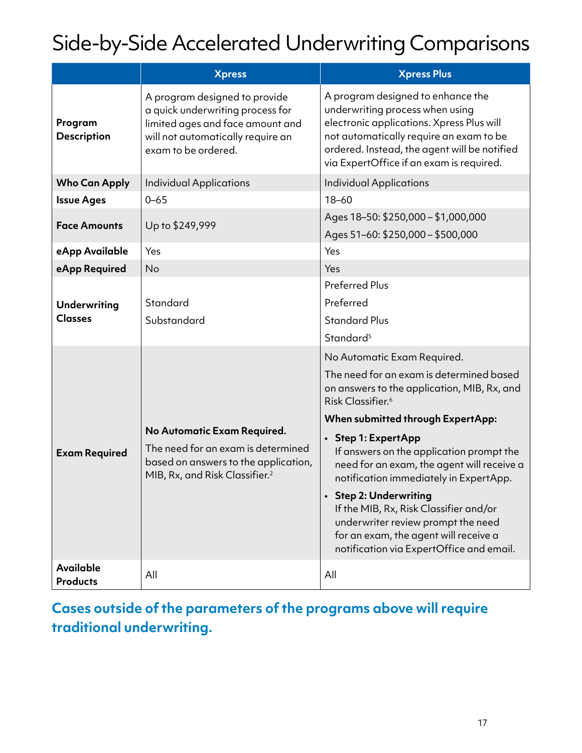# Side-by-Side Accelerated Underwriting Comparisons

| | Xpress | Xpress Plus |
|---|---|---|
| **Program Description** | A program designed to provide a quick underwriting process for limited ages and face amount and will not automatically require an exam to be ordered. | A program designed to enhance the underwriting process when using electronic applications. Xpress Plus will not automatically require an exam to be ordered. Instead, the agent will be notified via ExpertOffice if an exam is required. |
| **Who Can Apply** | Individual Applications | Individual Applications |
| **Issue Ages** | 0–65 | 18–60 |
| **Face Amounts** | Up to $249,999 | Ages 18–50: $250,000 – $1,000,000<br>Ages 51–60: $250,000 – $500,000 |
| **eApp Available** | Yes | Yes |
| **eApp Required** | No | Yes |
| **Underwriting Classes** | Standard<br>Substandard | Preferred Plus<br>Preferred<br>Standard Plus<br>Standard[5] |
| **Exam Required** | **No Automatic Exam Required.**<br>The need for an exam is determined based on answers to the application, MIB, Rx, and Risk Classifier.[2] | No Automatic Exam Required.<br>The need for an exam is determined based on answers to the application, MIB, Rx, and Risk Classifier.[6]<br>**When submitted through ExpertApp:**<br>• **Step 1: ExpertApp** If answers on the application prompt the need for an exam, the agent will receive a notification immediately in ExpertApp.<br>• **Step 2: Underwriting** If the MIB, Rx, Risk Classifier and/or underwriter review prompt the need for an exam, the agent will receive a notification via ExpertOffice and email. |
| **Available Products** | All | All |

**Cases outside of the parameters of the programs above will require traditional underwriting.**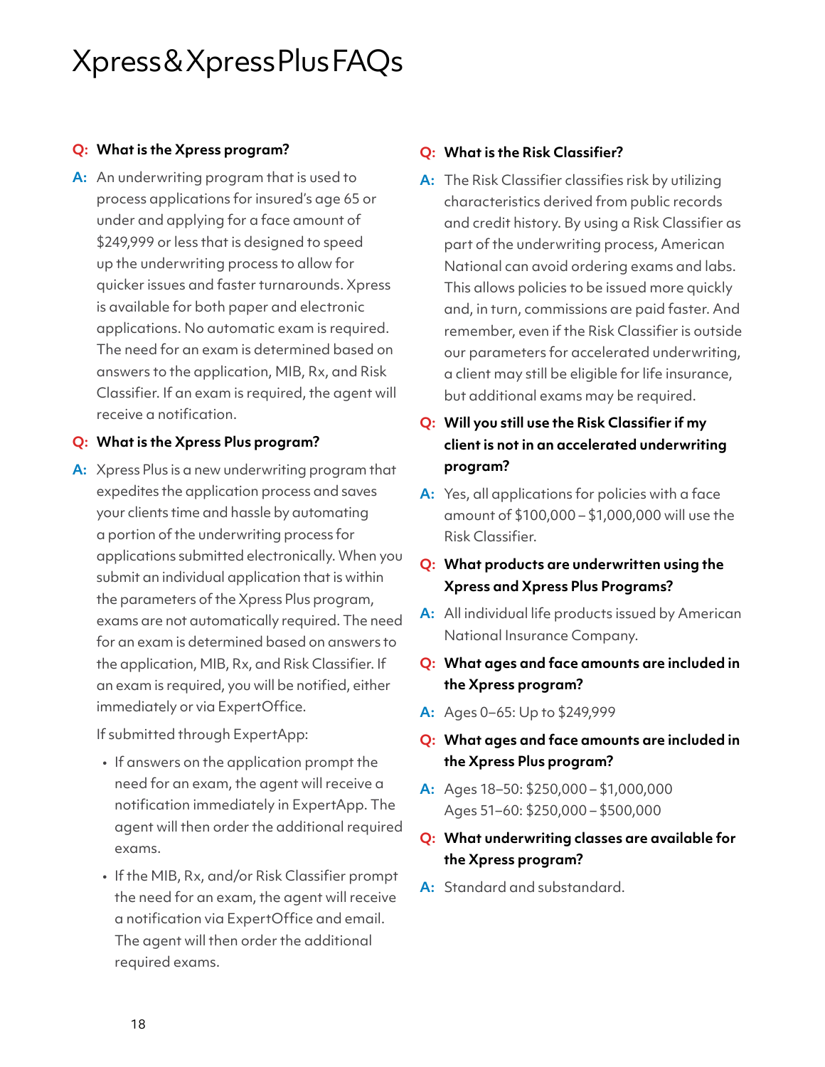# Xpress & Xpress Plus FAQs

**Q: What is the Xpress program?**

**A:** An underwriting program that is used to process applications for insured's age 65 or under and applying for a face amount of $249,999 or less that is designed to speed up the underwriting process to allow for quicker issues and faster turnarounds. Xpress is available for both paper and electronic applications. No automatic exam is required. The need for an exam is determined based on answers to the application, MIB, Rx, and Risk Classifier. If an exam is required, the agent will receive a notification.

**Q: What is the Xpress Plus program?**

**A:** Xpress Plus is a new underwriting program that expedites the application process and saves your clients time and hassle by automating a portion of the underwriting process for applications submitted electronically. When you submit an individual application that is within the parameters of the Xpress Plus program, exams are not automatically required. The need for an exam is determined based on answers to the application, MIB, Rx, and Risk Classifier. If an exam is required, you will be notified, either immediately or via ExpertOffice.

If submitted through ExpertApp:

- If answers on the application prompt the need for an exam, the agent will receive a notification immediately in ExpertApp. The agent will then order the additional required exams.
- If the MIB, Rx, and/or Risk Classifier prompt the need for an exam, the agent will receive a notification via ExpertOffice and email. The agent will then order the additional required exams.

**Q: What is the Risk Classifier?**

**A:** The Risk Classifier classifies risk by utilizing characteristics derived from public records and credit history. By using a Risk Classifier as part of the underwriting process, American National can avoid ordering exams and labs. This allows policies to be issued more quickly and, in turn, commissions are paid faster. And remember, even if the Risk Classifier is outside our parameters for accelerated underwriting, a client may still be eligible for life insurance, but additional exams may be required.

**Q: Will you still use the Risk Classifier if my client is not in an accelerated underwriting program?**

**A:** Yes, all applications for policies with a face amount of $100,000 – $1,000,000 will use the Risk Classifier.

**Q: What products are underwritten using the Xpress and Xpress Plus Programs?**

**A:** All individual life products issued by American National Insurance Company.

**Q: What ages and face amounts are included in the Xpress program?**

**A:** Ages 0–65: Up to $249,999

**Q: What ages and face amounts are included in the Xpress Plus program?**

**A:** Ages 18–50: $250,000 – $1,000,000
Ages 51–60: $250,000 – $500,000

**Q: What underwriting classes are available for the Xpress program?**

**A:** Standard and substandard.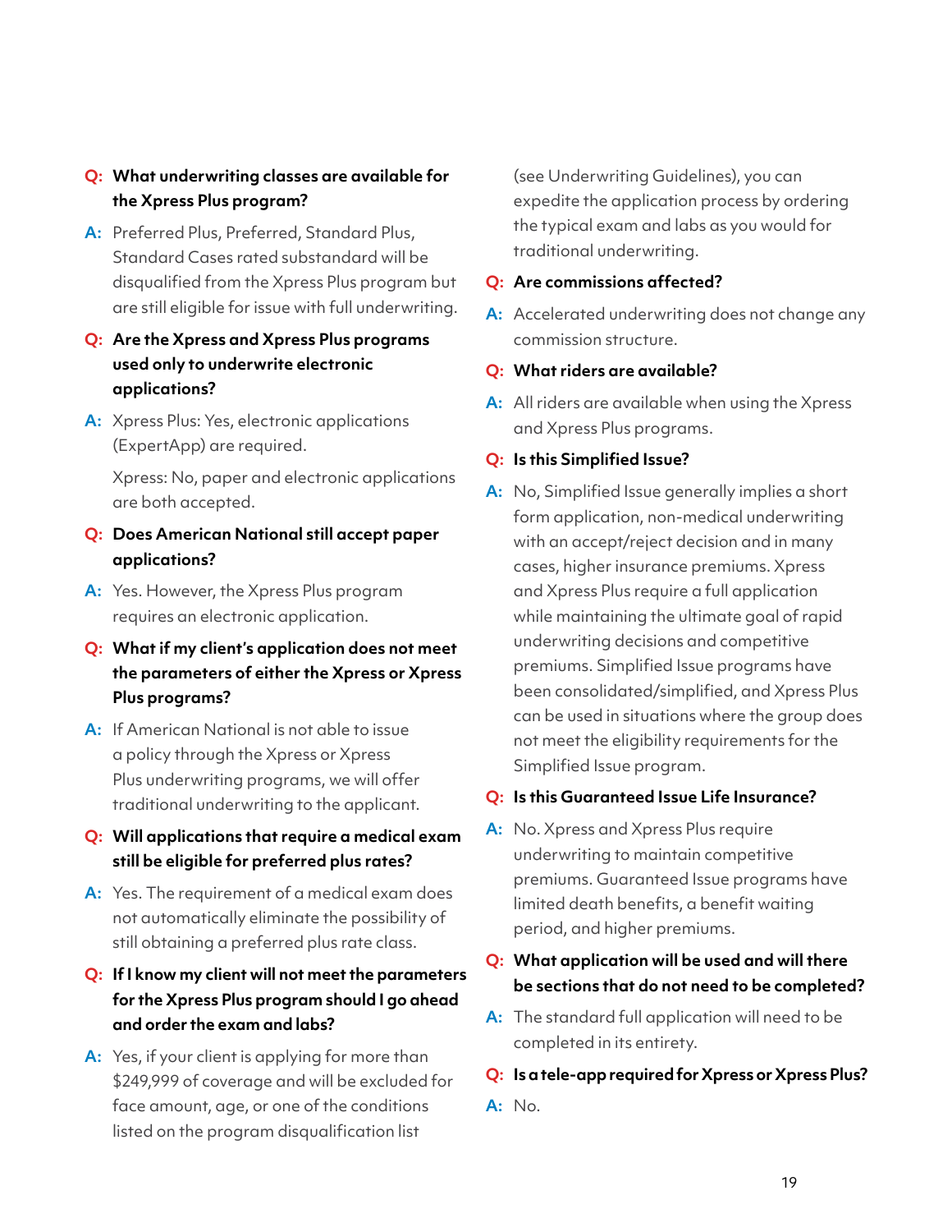**Q: What underwriting classes are available for the Xpress Plus program?**

**A:** Preferred Plus, Preferred, Standard Plus, Standard Cases rated substandard will be disqualified from the Xpress Plus program but are still eligible for issue with full underwriting.

**Q: Are the Xpress and Xpress Plus programs used only to underwrite electronic applications?**

**A:** Xpress Plus: Yes, electronic applications (ExpertApp) are required.

Xpress: No, paper and electronic applications are both accepted.

**Q: Does American National still accept paper applications?**

**A:** Yes. However, the Xpress Plus program requires an electronic application.

**Q: What if my client's application does not meet the parameters of either the Xpress or Xpress Plus programs?**

**A:** If American National is not able to issue a policy through the Xpress or Xpress Plus underwriting programs, we will offer traditional underwriting to the applicant.

**Q: Will applications that require a medical exam still be eligible for preferred plus rates?**

**A:** Yes. The requirement of a medical exam does not automatically eliminate the possibility of still obtaining a preferred plus rate class.

**Q: If I know my client will not meet the parameters for the Xpress Plus program should I go ahead and order the exam and labs?**

**A:** Yes, if your client is applying for more than $249,999 of coverage and will be excluded for face amount, age, or one of the conditions listed on the program disqualification list (see Underwriting Guidelines), you can expedite the application process by ordering the typical exam and labs as you would for traditional underwriting.

**Q: Are commissions affected?**

**A:** Accelerated underwriting does not change any commission structure.

**Q: What riders are available?**

**A:** All riders are available when using the Xpress and Xpress Plus programs.

**Q: Is this Simplified Issue?**

**A:** No, Simplified Issue generally implies a short form application, non-medical underwriting with an accept/reject decision and in many cases, higher insurance premiums. Xpress and Xpress Plus require a full application while maintaining the ultimate goal of rapid underwriting decisions and competitive premiums. Simplified Issue programs have been consolidated/simplified, and Xpress Plus can be used in situations where the group does not meet the eligibility requirements for the Simplified Issue program.

**Q: Is this Guaranteed Issue Life Insurance?**

**A:** No. Xpress and Xpress Plus require underwriting to maintain competitive premiums. Guaranteed Issue programs have limited death benefits, a benefit waiting period, and higher premiums.

**Q: What application will be used and will there be sections that do not need to be completed?**

**A:** The standard full application will need to be completed in its entirety.

**Q: Is a tele-app required for Xpress or Xpress Plus?**

**A:** No.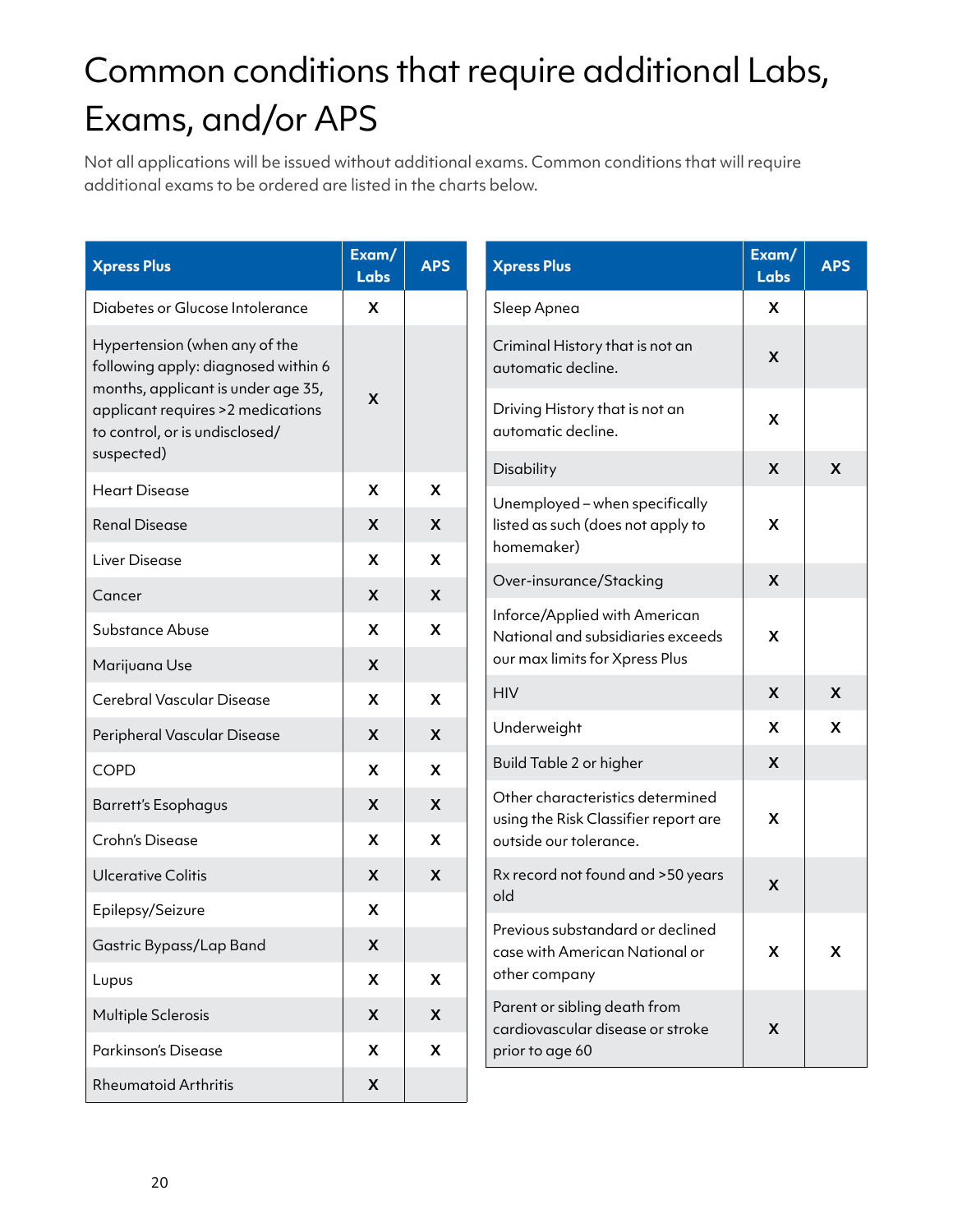# Common conditions that require additional Labs, Exams, and/or APS

Not all applications will be issued without additional exams. Common conditions that will require additional exams to be ordered are listed in the charts below.

| Xpress Plus | Exam/ Labs | APS |
|---|---|---|
| Diabetes or Glucose Intolerance | X | |
| Hypertension (when any of the following apply: diagnosed within 6 months, applicant is under age 35, applicant requires >2 medications to control, or is undisclosed/ suspected) | X | |
| Heart Disease | X | X |
| Renal Disease | X | X |
| Liver Disease | X | X |
| Cancer | X | X |
| Substance Abuse | X | X |
| Marijuana Use | X | |
| Cerebral Vascular Disease | X | X |
| Peripheral Vascular Disease | X | X |
| COPD | X | X |
| Barrett's Esophagus | X | X |
| Crohn's Disease | X | X |
| Ulcerative Colitis | X | X |
| Epilepsy/Seizure | X | |
| Gastric Bypass/Lap Band | X | |
| Lupus | X | X |
| Multiple Sclerosis | X | X |
| Parkinson's Disease | X | X |
| Rheumatoid Arthritis | X | |

| Xpress Plus | Exam/ Labs | APS |
|---|---|---|
| Sleep Apnea | X | |
| Criminal History that is not an automatic decline. | X | |
| Driving History that is not an automatic decline. | X | |
| Disability | X | X |
| Unemployed – when specifically listed as such (does not apply to homemaker) | X | |
| Over-insurance/Stacking | X | |
| Inforce/Applied with American National and subsidiaries exceeds our max limits for Xpress Plus | X | |
| HIV | X | X |
| Underweight | X | X |
| Build Table 2 or higher | X | |
| Other characteristics determined using the Risk Classifier report are outside our tolerance. | X | |
| Rx record not found and >50 years old | X | |
| Previous substandard or declined case with American National or other company | X | X |
| Parent or sibling death from cardiovascular disease or stroke prior to age 60 | X | |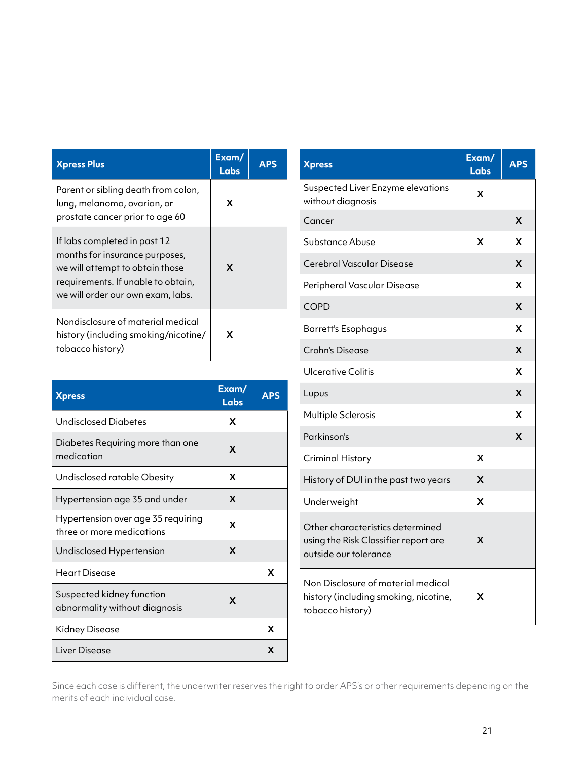| Xpress Plus | Exam/ Labs | APS |
| --- | --- | --- |
| Parent or sibling death from colon, lung, melanoma, ovarian, or prostate cancer prior to age 60 | X | |
| If labs completed in past 12 months for insurance purposes, we will attempt to obtain those requirements. If unable to obtain, we will order our own exam, labs. | X | |
| Nondisclosure of material medical history (including smoking/nicotine/ tobacco history) | X | |

| Xpress | Exam/ Labs | APS |
| --- | --- | --- |
| Undisclosed Diabetes | X | |
| Diabetes Requiring more than one medication | X | |
| Undisclosed ratable Obesity | X | |
| Hypertension age 35 and under | X | |
| Hypertension over age 35 requiring three or more medications | X | |
| Undisclosed Hypertension | X | |
| Heart Disease | | X |
| Suspected kidney function abnormality without diagnosis | X | |
| Kidney Disease | | X |
| Liver Disease | | X |
| Suspected Liver Enzyme elevations without diagnosis | X | |
| Cancer | | X |
| Substance Abuse | X | X |
| Cerebral Vascular Disease | | X |
| Peripheral Vascular Disease | | X |
| COPD | | X |
| Barrett's Esophagus | | X |
| Crohn's Disease | | X |
| Ulcerative Colitis | | X |
| Lupus | | X |
| Multiple Sclerosis | | X |
| Parkinson's | | X |
| Criminal History | X | |
| History of DUI in the past two years | X | |
| Underweight | X | |
| Other characteristics determined using the Risk Classifier report are outside our tolerance | X | |
| Non Disclosure of material medical history (including smoking, nicotine, tobacco history) | X | |

Since each case is different, the underwriter reserves the right to order APS's or other requirements depending on the merits of each individual case.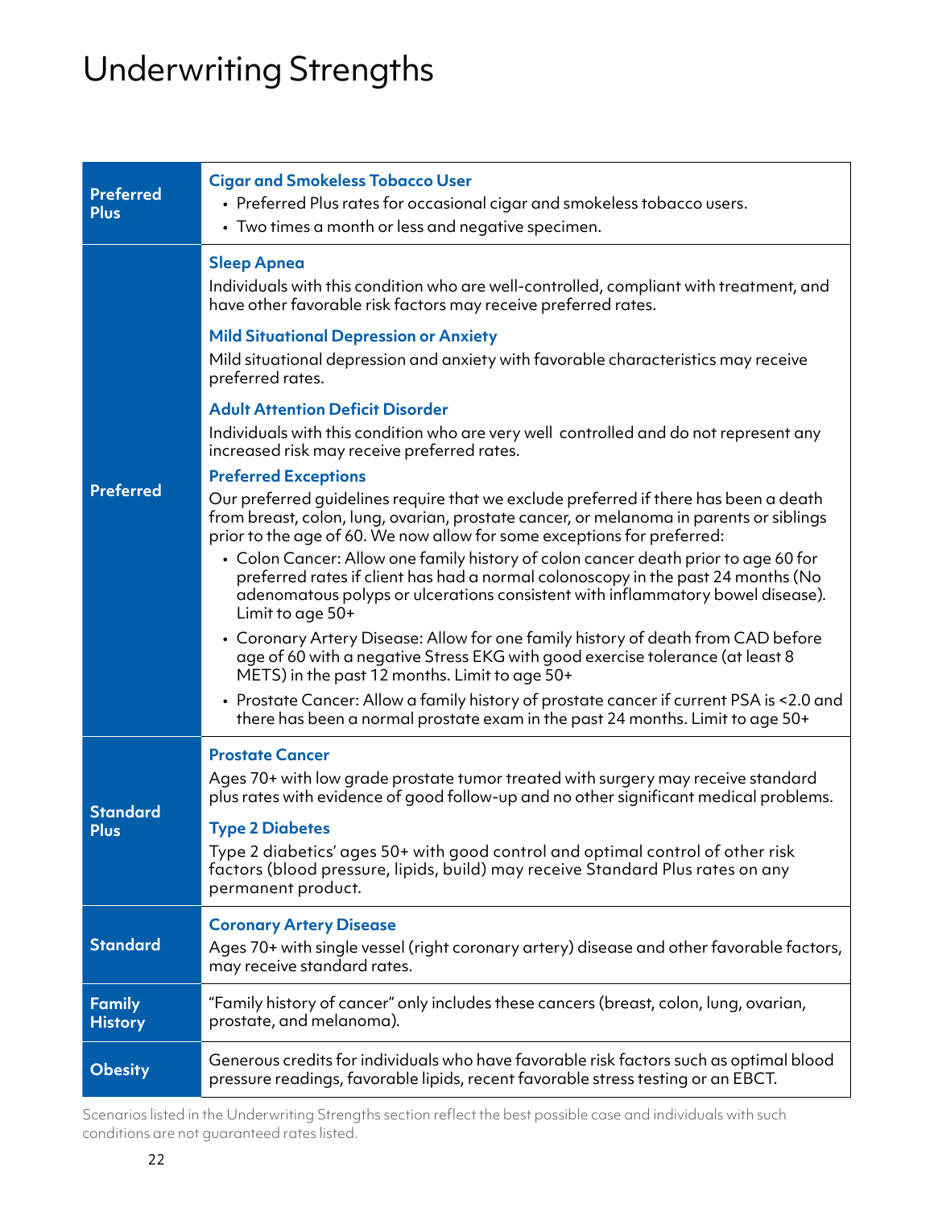# Underwriting Strengths

| | |
|---|---|
| **Preferred Plus** | **Cigar and Smokeless Tobacco User**<br>• Preferred Plus rates for occasional cigar and smokeless tobacco users.<br>• Two times a month or less and negative specimen. |
| **Preferred** | **Sleep Apnea**<br>Individuals with this condition who are well-controlled, compliant with treatment, and have other favorable risk factors may receive preferred rates.<br><br>**Mild Situational Depression or Anxiety**<br>Mild situational depression and anxiety with favorable characteristics may receive preferred rates.<br><br>**Adult Attention Deficit Disorder**<br>Individuals with this condition who are very well controlled and do not represent any increased risk may receive preferred rates.<br><br>**Preferred Exceptions**<br>Our preferred guidelines require that we exclude preferred if there has been a death from breast, colon, lung, ovarian, prostate cancer, or melanoma in parents or siblings prior to the age of 60. We now allow for some exceptions for preferred:<br>• Colon Cancer: Allow one family history of colon cancer death prior to age 60 for preferred rates if client has had a normal colonoscopy in the past 24 months (No adenomatous polyps or ulcerations consistent with inflammatory bowel disease). Limit to age 50+<br>• Coronary Artery Disease: Allow for one family history of death from CAD before age of 60 with a negative Stress EKG with good exercise tolerance (at least 8 METS) in the past 12 months. Limit to age 50+<br>• Prostate Cancer: Allow a family history of prostate cancer if current PSA is <2.0 and there has been a normal prostate exam in the past 24 months. Limit to age 50+ |
| **Standard Plus** | **Prostate Cancer**<br>Ages 70+ with low grade prostate tumor treated with surgery may receive standard plus rates with evidence of good follow-up and no other significant medical problems.<br><br>**Type 2 Diabetes**<br>Type 2 diabetics' ages 50+ with good control and optimal control of other risk factors (blood pressure, lipids, build) may receive Standard Plus rates on any permanent product. |
| **Standard** | **Coronary Artery Disease**<br>Ages 70+ with single vessel (right coronary artery) disease and other favorable factors, may receive standard rates. |
| **Family History** | "Family history of cancer" only includes these cancers (breast, colon, lung, ovarian, prostate, and melanoma). |
| **Obesity** | Generous credits for individuals who have favorable risk factors such as optimal blood pressure readings, favorable lipids, recent favorable stress testing or an EBCT. |

Scenarios listed in the Underwriting Strengths section reflect the best possible case and individuals with such conditions are not guaranteed rates listed.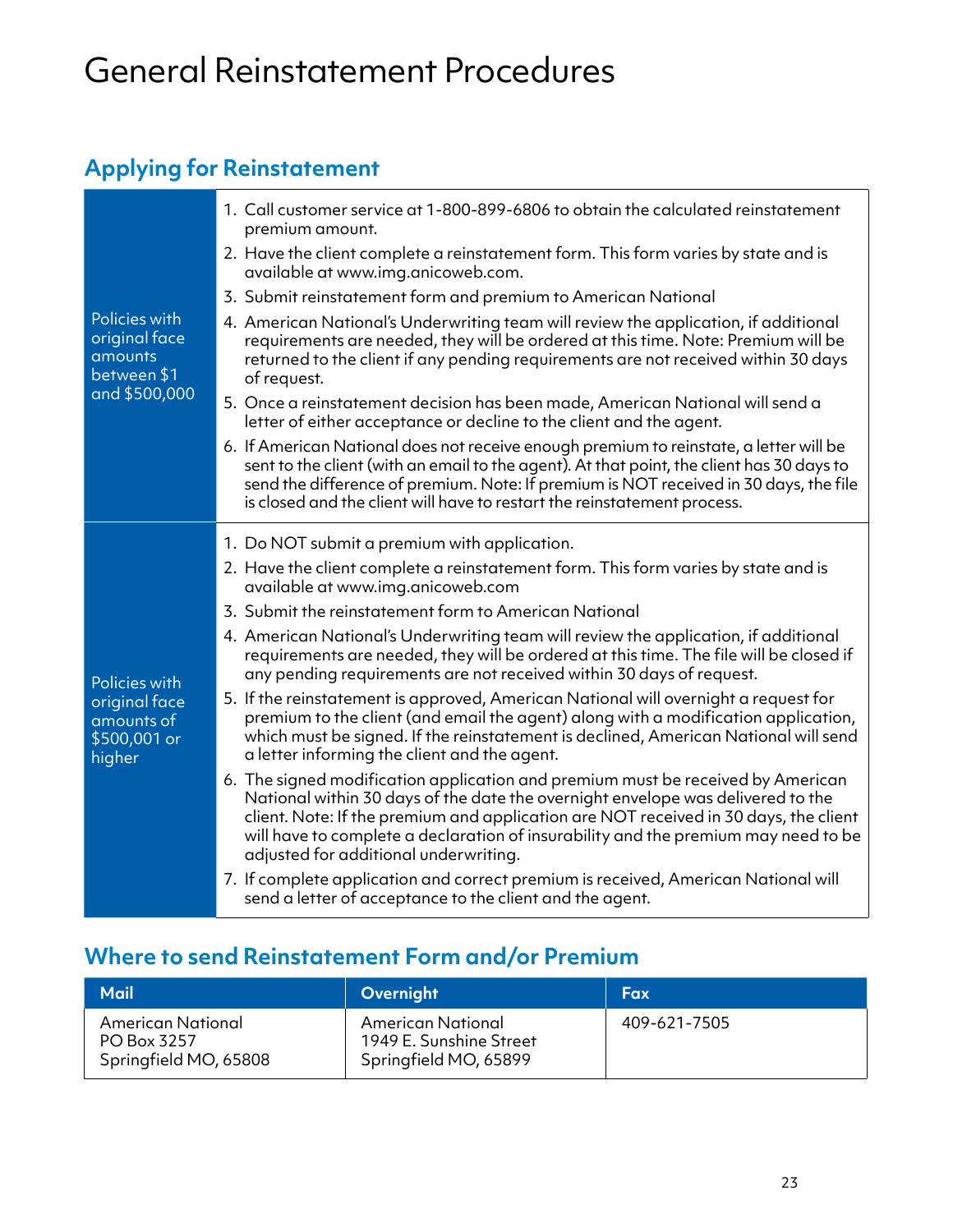# General Reinstatement Procedures

## Applying for Reinstatement

| | |
|---|---|
| Policies with original face amounts between $1 and $500,000 | 1. Call customer service at 1-800-899-6806 to obtain the calculated reinstatement premium amount.<br>2. Have the client complete a reinstatement form. This form varies by state and is available at www.img.anicoweb.com.<br>3. Submit reinstatement form and premium to American National<br>4. American National's Underwriting team will review the application, if additional requirements are needed, they will be ordered at this time. Note: Premium will be returned to the client if any pending requirements are not received within 30 days of request.<br>5. Once a reinstatement decision has been made, American National will send a letter of either acceptance or decline to the client and the agent.<br>6. If American National does not receive enough premium to reinstate, a letter will be sent to the client (with an email to the agent). At that point, the client has 30 days to send the difference of premium. Note: If premium is NOT received in 30 days, the file is closed and the client will have to restart the reinstatement process. |
| Policies with original face amounts of $500,001 or higher | 1. Do NOT submit a premium with application.<br>2. Have the client complete a reinstatement form. This form varies by state and is available at www.img.anicoweb.com<br>3. Submit the reinstatement form to American National<br>4. American National's Underwriting team will review the application, if additional requirements are needed, they will be ordered at this time. The file will be closed if any pending requirements are not received within 30 days of request.<br>5. If the reinstatement is approved, American National will overnight a request for premium to the client (and email the agent) along with a modification application, which must be signed. If the reinstatement is declined, American National will send a letter informing the client and the agent.<br>6. The signed modification application and premium must be received by American National within 30 days of the date the overnight envelope was delivered to the client. Note: If the premium and application are NOT received in 30 days, the client will have to complete a declaration of insurability and the premium may need to be adjusted for additional underwriting.<br>7. If complete application and correct premium is received, American National will send a letter of acceptance to the client and the agent. |

## Where to send Reinstatement Form and/or Premium

| Mail | Overnight | Fax |
|---|---|---|
| American National<br>PO Box 3257<br>Springfield MO, 65808 | American National<br>1949 E. Sunshine Street<br>Springfield MO, 65899 | 409-621-7505 |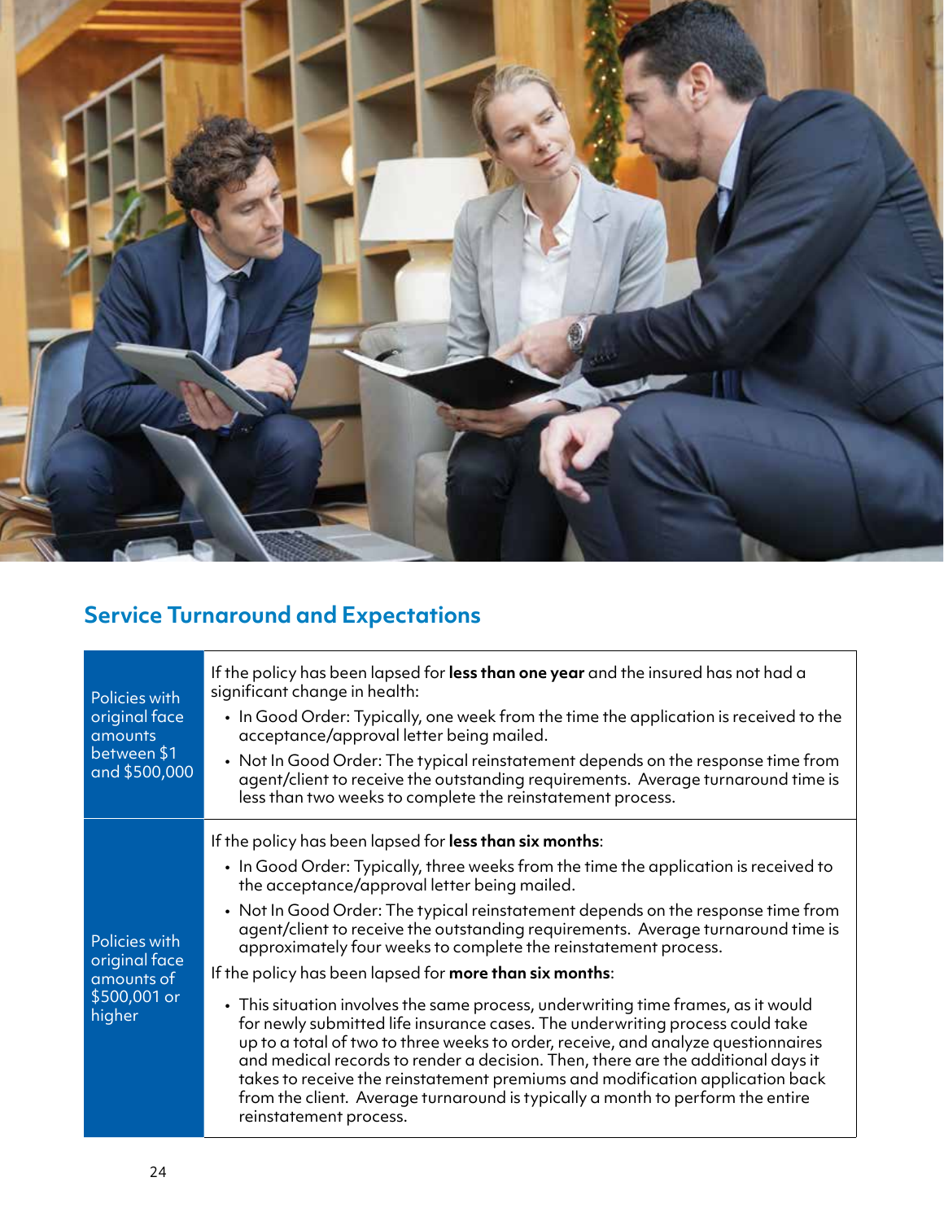## Service Turnaround and Expectations

| | |
|---|---|
| Policies with original face amounts between $1 and $500,000 | If the policy has been lapsed for **less than one year** and the insured has not had a significant change in health:<br>• In Good Order: Typically, one week from the time the application is received to the acceptance/approval letter being mailed.<br>• Not In Good Order: The typical reinstatement depends on the response time from agent/client to receive the outstanding requirements. Average turnaround time is less than two weeks to complete the reinstatement process. |
| Policies with original face amounts of $500,001 or higher | If the policy has been lapsed for **less than six months**:<br>• In Good Order: Typically, three weeks from the time the application is received to the acceptance/approval letter being mailed.<br>• Not In Good Order: The typical reinstatement depends on the response time from agent/client to receive the outstanding requirements. Average turnaround time is approximately four weeks to complete the reinstatement process.<br>If the policy has been lapsed for **more than six months**:<br>• This situation involves the same process, underwriting time frames, as it would for newly submitted life insurance cases. The underwriting process could take up to a total of two to three weeks to order, receive, and analyze questionnaires and medical records to render a decision. Then, there are the additional days it takes to receive the reinstatement premiums and modification application back from the client. Average turnaround is typically a month to perform the entire reinstatement process. |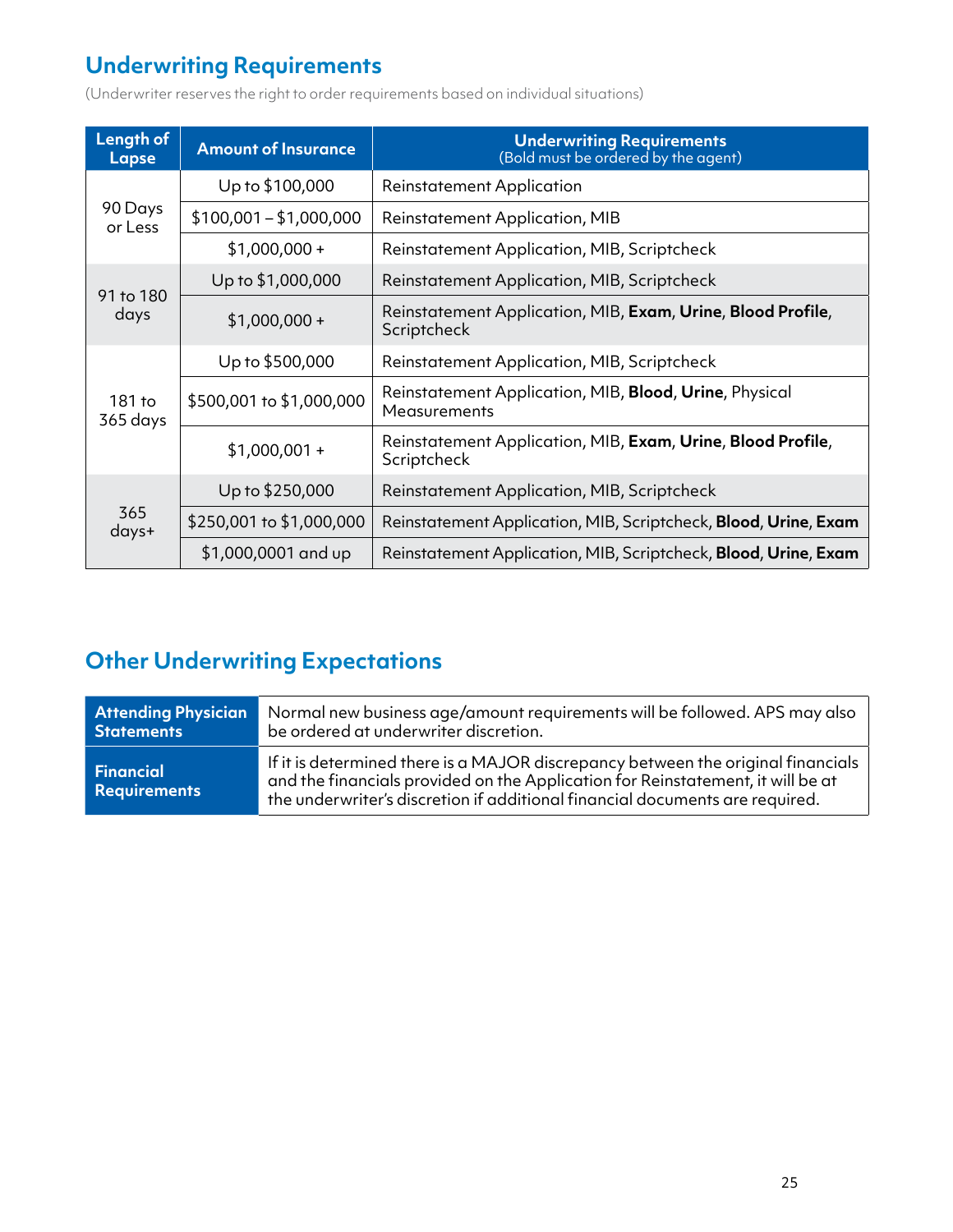## Underwriting Requirements

(Underwriter reserves the right to order requirements based on individual situations)

| Length of Lapse | Amount of Insurance | Underwriting Requirements (Bold must be ordered by the agent) |
|---|---|---|
| 90 Days or Less | Up to $100,000 | Reinstatement Application |
| | $100,001 – $1,000,000 | Reinstatement Application, MIB |
| | $1,000,000 + | Reinstatement Application, MIB, Scriptcheck |
| 91 to 180 days | Up to $1,000,000 | Reinstatement Application, MIB, Scriptcheck |
| | $1,000,000 + | Reinstatement Application, MIB, **Exam**, **Urine**, **Blood Profile**, Scriptcheck |
| 181 to 365 days | Up to $500,000 | Reinstatement Application, MIB, Scriptcheck |
| | $500,001 to $1,000,000 | Reinstatement Application, MIB, **Blood**, **Urine**, Physical Measurements |
| | $1,000,001 + | Reinstatement Application, MIB, **Exam**, **Urine**, **Blood Profile**, Scriptcheck |
| 365 days+ | Up to $250,000 | Reinstatement Application, MIB, Scriptcheck |
| | $250,001 to $1,000,000 | Reinstatement Application, MIB, Scriptcheck, **Blood**, **Urine**, **Exam** |
| | $1,000,0001 and up | Reinstatement Application, MIB, Scriptcheck, **Blood**, **Urine**, **Exam** |

## Other Underwriting Expectations

| | |
|---|---|
| **Attending Physician Statements** | Normal new business age/amount requirements will be followed. APS may also be ordered at underwriter discretion. |
| **Financial Requirements** | If it is determined there is a MAJOR discrepancy between the original financials and the financials provided on the Application for Reinstatement, it will be at the underwriter's discretion if additional financial documents are required. |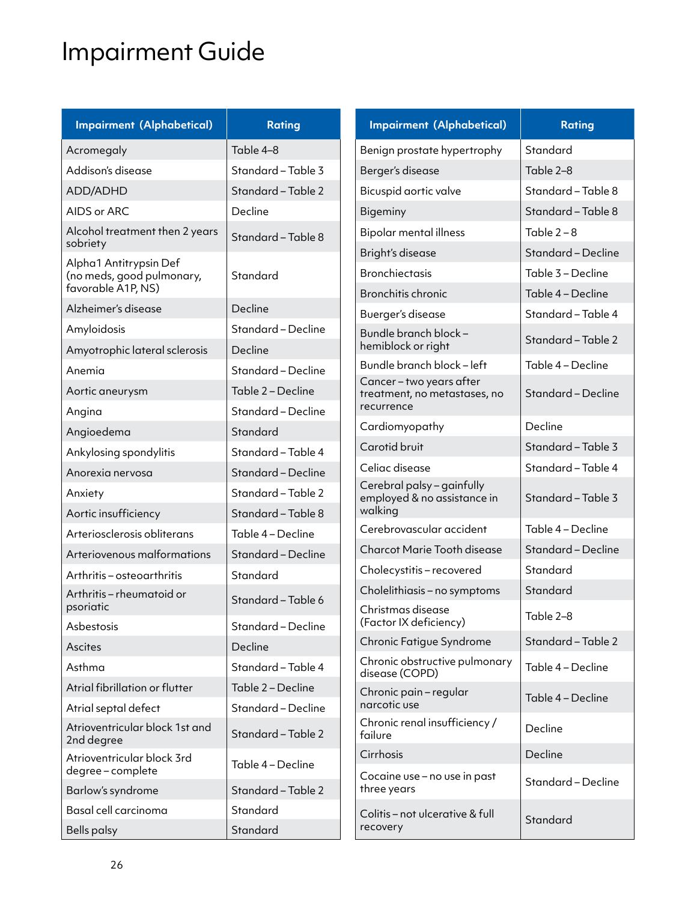# Impairment Guide

| Impairment (Alphabetical) | Rating |
|---|---|
| Acromegaly | Table 4–8 |
| Addison's disease | Standard – Table 3 |
| ADD/ADHD | Standard – Table 2 |
| AIDS or ARC | Decline |
| Alcohol treatment then 2 years sobriety | Standard – Table 8 |
| Alpha1 Antitrypsin Def (no meds, good pulmonary, favorable A1P, NS) | Standard |
| Alzheimer's disease | Decline |
| Amyloidosis | Standard – Decline |
| Amyotrophic lateral sclerosis | Decline |
| Anemia | Standard – Decline |
| Aortic aneurysm | Table 2 – Decline |
| Angina | Standard – Decline |
| Angioedema | Standard |
| Ankylosing spondylitis | Standard – Table 4 |
| Anorexia nervosa | Standard – Decline |
| Anxiety | Standard – Table 2 |
| Aortic insufficiency | Standard – Table 8 |
| Arteriosclerosis obliterans | Table 4 – Decline |
| Arteriovenous malformations | Standard – Decline |
| Arthritis – osteoarthritis | Standard |
| Arthritis – rheumatoid or psoriatic | Standard – Table 6 |
| Asbestosis | Standard – Decline |
| Ascites | Decline |
| Asthma | Standard – Table 4 |
| Atrial fibrillation or flutter | Table 2 – Decline |
| Atrial septal defect | Standard – Decline |
| Atrioventricular block 1st and 2nd degree | Standard – Table 2 |
| Atrioventricular block 3rd degree – complete | Table 4 – Decline |
| Barlow's syndrome | Standard – Table 2 |
| Basal cell carcinoma | Standard |
| Bells palsy | Standard |
| Benign prostate hypertrophy | Standard |
| Berger's disease | Table 2–8 |
| Bicuspid aortic valve | Standard – Table 8 |
| Bigeminy | Standard – Table 8 |
| Bipolar mental illness | Table 2 – 8 |
| Bright's disease | Standard – Decline |
| Bronchiectasis | Table 3 – Decline |
| Bronchitis chronic | Table 4 – Decline |
| Buerger's disease | Standard – Table 4 |
| Bundle branch block – hemiblock or right | Standard – Table 2 |
| Bundle branch block – left | Table 4 – Decline |
| Cancer – two years after treatment, no metastases, no recurrence | Standard – Decline |
| Cardiomyopathy | Decline |
| Carotid bruit | Standard – Table 3 |
| Celiac disease | Standard – Table 4 |
| Cerebral palsy – gainfully employed & no assistance in walking | Standard – Table 3 |
| Cerebrovascular accident | Table 4 – Decline |
| Charcot Marie Tooth disease | Standard – Decline |
| Cholecystitis – recovered | Standard |
| Cholelithiasis – no symptoms | Standard |
| Christmas disease (Factor IX deficiency) | Table 2–8 |
| Chronic Fatigue Syndrome | Standard – Table 2 |
| Chronic obstructive pulmonary disease (COPD) | Table 4 – Decline |
| Chronic pain – regular narcotic use | Table 4 – Decline |
| Chronic renal insufficiency / failure | Decline |
| Cirrhosis | Decline |
| Cocaine use – no use in past three years | Standard – Decline |
| Colitis – not ulcerative & full recovery | Standard |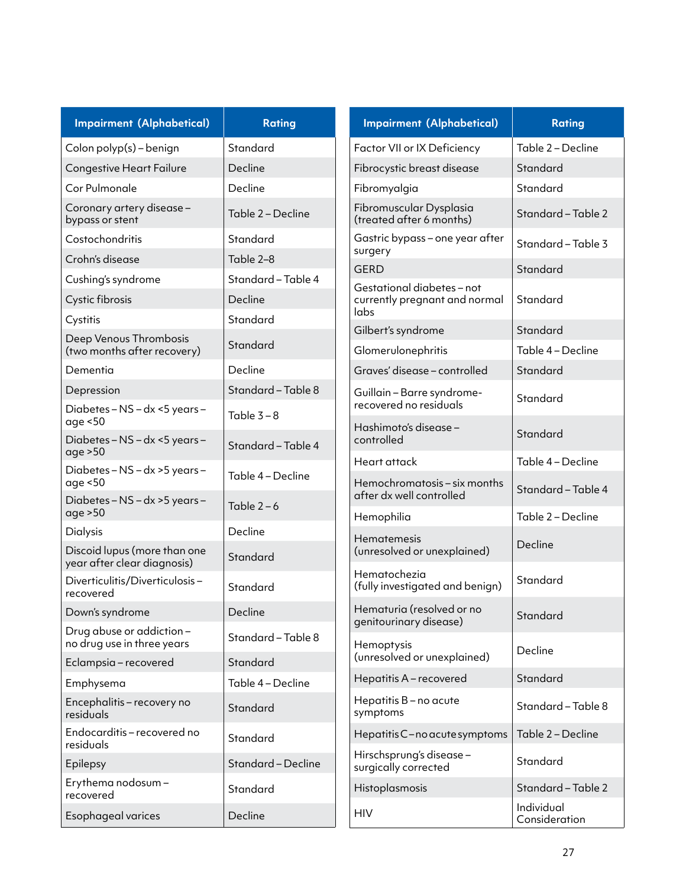| Impairment (Alphabetical) | Rating |
| --- | --- |
| Colon polyp(s) – benign | Standard |
| Congestive Heart Failure | Decline |
| Cor Pulmonale | Decline |
| Coronary artery disease – bypass or stent | Table 2 – Decline |
| Costochondritis | Standard |
| Crohn's disease | Table 2–8 |
| Cushing's syndrome | Standard – Table 4 |
| Cystic fibrosis | Decline |
| Cystitis | Standard |
| Deep Venous Thrombosis (two months after recovery) | Standard |
| Dementia | Decline |
| Depression | Standard – Table 8 |
| Diabetes – NS – dx <5 years – age <50 | Table 3 – 8 |
| Diabetes – NS – dx <5 years – age >50 | Standard – Table 4 |
| Diabetes – NS – dx >5 years – age <50 | Table 4 – Decline |
| Diabetes – NS – dx >5 years – age >50 | Table 2 – 6 |
| Dialysis | Decline |
| Discoid lupus (more than one year after clear diagnosis) | Standard |
| Diverticulitis/Diverticulosis – recovered | Standard |
| Down's syndrome | Decline |
| Drug abuse or addiction – no drug use in three years | Standard – Table 8 |
| Eclampsia – recovered | Standard |
| Emphysema | Table 4 – Decline |
| Encephalitis – recovery no residuals | Standard |
| Endocarditis – recovered no residuals | Standard |
| Epilepsy | Standard – Decline |
| Erythema nodosum – recovered | Standard |
| Esophageal varices | Decline |

| Impairment (Alphabetical) | Rating |
| --- | --- |
| Factor VII or IX Deficiency | Table 2 – Decline |
| Fibrocystic breast disease | Standard |
| Fibromyalgia | Standard |
| Fibromuscular Dysplasia (treated after 6 months) | Standard – Table 2 |
| Gastric bypass – one year after surgery | Standard – Table 3 |
| GERD | Standard |
| Gestational diabetes – not currently pregnant and normal labs | Standard |
| Gilbert's syndrome | Standard |
| Glomerulonephritis | Table 4 – Decline |
| Graves' disease – controlled | Standard |
| Guillain – Barre syndrome-recovered no residuals | Standard |
| Hashimoto's disease – controlled | Standard |
| Heart attack | Table 4 – Decline |
| Hemochromatosis – six months after dx well controlled | Standard – Table 4 |
| Hemophilia | Table 2 – Decline |
| Hematemesis (unresolved or unexplained) | Decline |
| Hematochezia (fully investigated and benign) | Standard |
| Hematuria (resolved or no genitourinary disease) | Standard |
| Hemoptysis (unresolved or unexplained) | Decline |
| Hepatitis A – recovered | Standard |
| Hepatitis B – no acute symptoms | Standard – Table 8 |
| Hepatitis C – no acute symptoms | Table 2 – Decline |
| Hirschsprung's disease – surgically corrected | Standard |
| Histoplasmosis | Standard – Table 2 |
| HIV | Individual Consideration |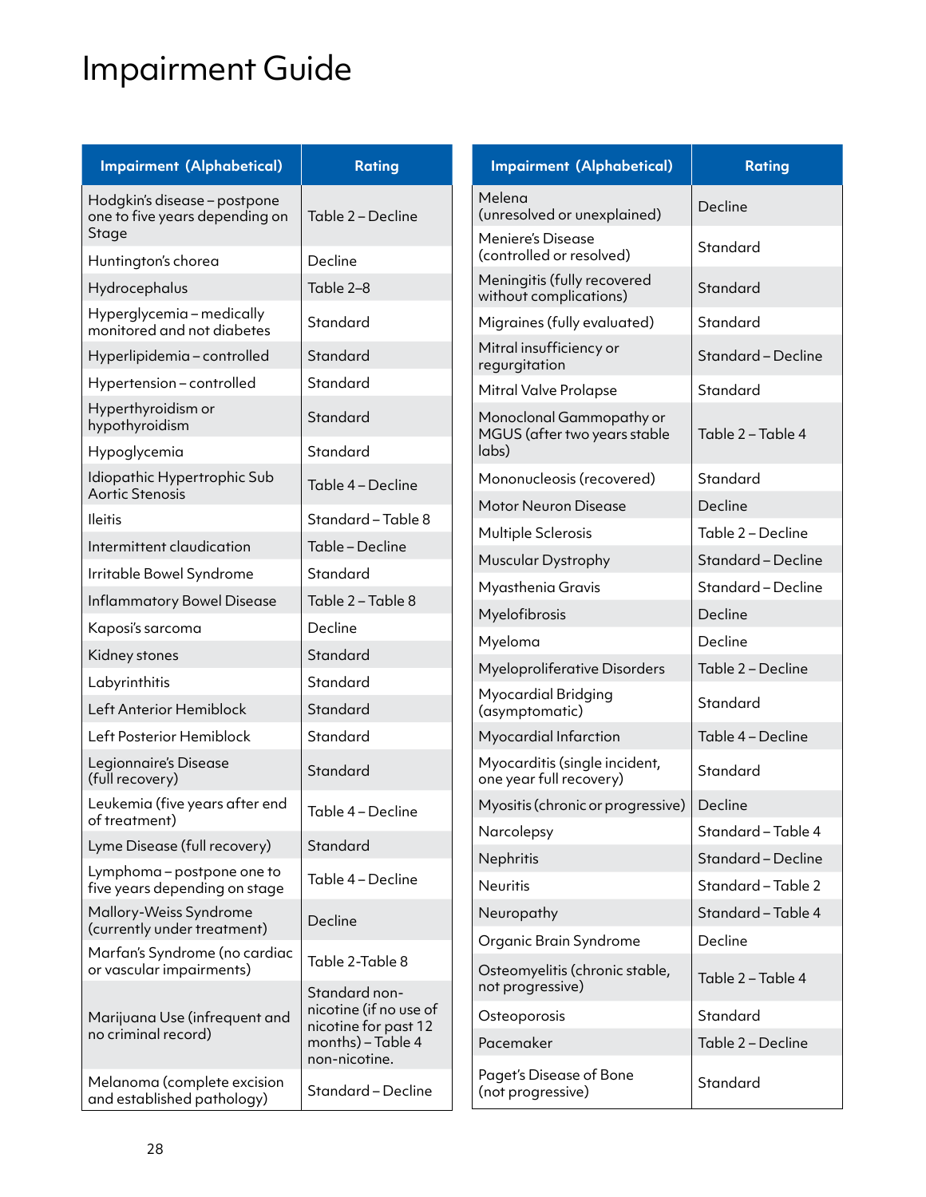# Impairment Guide

| Impairment (Alphabetical) | Rating |
|---|---|
| Hodgkin's disease – postpone one to five years depending on Stage | Table 2 – Decline |
| Huntington's chorea | Decline |
| Hydrocephalus | Table 2–8 |
| Hyperglycemia – medically monitored and not diabetes | Standard |
| Hyperlipidemia – controlled | Standard |
| Hypertension – controlled | Standard |
| Hyperthyroidism or hypothyroidism | Standard |
| Hypoglycemia | Standard |
| Idiopathic Hypertrophic Sub Aortic Stenosis | Table 4 – Decline |
| Ileitis | Standard – Table 8 |
| Intermittent claudication | Table – Decline |
| Irritable Bowel Syndrome | Standard |
| Inflammatory Bowel Disease | Table 2 – Table 8 |
| Kaposi's sarcoma | Decline |
| Kidney stones | Standard |
| Labyrinthitis | Standard |
| Left Anterior Hemiblock | Standard |
| Left Posterior Hemiblock | Standard |
| Legionnaire's Disease (full recovery) | Standard |
| Leukemia (five years after end of treatment) | Table 4 – Decline |
| Lyme Disease (full recovery) | Standard |
| Lymphoma – postpone one to five years depending on stage | Table 4 – Decline |
| Mallory-Weiss Syndrome (currently under treatment) | Decline |
| Marfan's Syndrome (no cardiac or vascular impairments) | Table 2-Table 8 |
| Marijuana Use (infrequent and no criminal record) | Standard non-nicotine (if no use of nicotine for past 12 months) – Table 4 non-nicotine. |
| Melanoma (complete excision and established pathology) | Standard – Decline |

| Impairment (Alphabetical) | Rating |
|---|---|
| Melena (unresolved or unexplained) | Decline |
| Meniere's Disease (controlled or resolved) | Standard |
| Meningitis (fully recovered without complications) | Standard |
| Migraines (fully evaluated) | Standard |
| Mitral insufficiency or regurgitation | Standard – Decline |
| Mitral Valve Prolapse | Standard |
| Monoclonal Gammopathy or MGUS (after two years stable labs) | Table 2 – Table 4 |
| Mononucleosis (recovered) | Standard |
| Motor Neuron Disease | Decline |
| Multiple Sclerosis | Table 2 – Decline |
| Muscular Dystrophy | Standard – Decline |
| Myasthenia Gravis | Standard – Decline |
| Myelofibrosis | Decline |
| Myeloma | Decline |
| Myeloproliferative Disorders | Table 2 – Decline |
| Myocardial Bridging (asymptomatic) | Standard |
| Myocardial Infarction | Table 4 – Decline |
| Myocarditis (single incident, one year full recovery) | Standard |
| Myositis (chronic or progressive) | Decline |
| Narcolepsy | Standard – Table 4 |
| Nephritis | Standard – Decline |
| Neuritis | Standard – Table 2 |
| Neuropathy | Standard – Table 4 |
| Organic Brain Syndrome | Decline |
| Osteomyelitis (chronic stable, not progressive) | Table 2 – Table 4 |
| Osteoporosis | Standard |
| Pacemaker | Table 2 – Decline |
| Paget's Disease of Bone (not progressive) | Standard |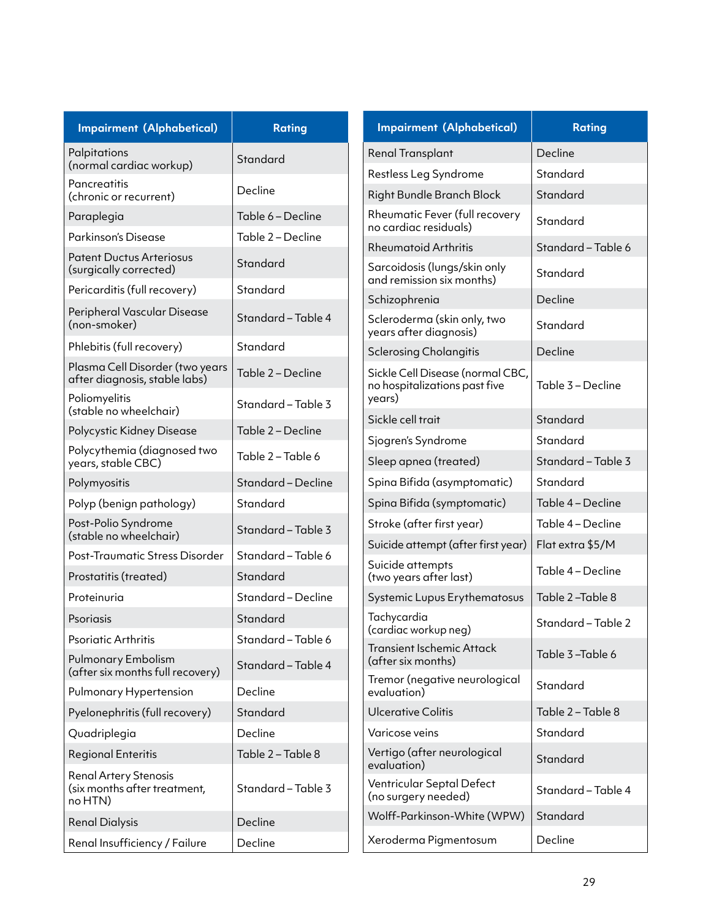| Impairment (Alphabetical) | Rating |
|---|---|
| Palpitations (normal cardiac workup) | Standard |
| Pancreatitis (chronic or recurrent) | Decline |
| Paraplegia | Table 6 – Decline |
| Parkinson's Disease | Table 2 – Decline |
| Patent Ductus Arteriosus (surgically corrected) | Standard |
| Pericarditis (full recovery) | Standard |
| Peripheral Vascular Disease (non-smoker) | Standard – Table 4 |
| Phlebitis (full recovery) | Standard |
| Plasma Cell Disorder (two years after diagnosis, stable labs) | Table 2 – Decline |
| Poliomyelitis (stable no wheelchair) | Standard – Table 3 |
| Polycystic Kidney Disease | Table 2 – Decline |
| Polycythemia (diagnosed two years, stable CBC) | Table 2 – Table 6 |
| Polymyositis | Standard – Decline |
| Polyp (benign pathology) | Standard |
| Post-Polio Syndrome (stable no wheelchair) | Standard – Table 3 |
| Post-Traumatic Stress Disorder | Standard – Table 6 |
| Prostatitis (treated) | Standard |
| Proteinuria | Standard – Decline |
| Psoriasis | Standard |
| Psoriatic Arthritis | Standard – Table 6 |
| Pulmonary Embolism (after six months full recovery) | Standard – Table 4 |
| Pulmonary Hypertension | Decline |
| Pyelonephritis (full recovery) | Standard |
| Quadriplegia | Decline |
| Regional Enteritis | Table 2 – Table 8 |
| Renal Artery Stenosis (six months after treatment, no HTN) | Standard – Table 3 |
| Renal Dialysis | Decline |
| Renal Insufficiency / Failure | Decline |

| Impairment (Alphabetical) | Rating |
|---|---|
| Renal Transplant | Decline |
| Restless Leg Syndrome | Standard |
| Right Bundle Branch Block | Standard |
| Rheumatic Fever (full recovery no cardiac residuals) | Standard |
| Rheumatoid Arthritis | Standard – Table 6 |
| Sarcoidosis (lungs/skin only and remission six months) | Standard |
| Schizophrenia | Decline |
| Scleroderma (skin only, two years after diagnosis) | Standard |
| Sclerosing Cholangitis | Decline |
| Sickle Cell Disease (normal CBC, no hospitalizations past five years) | Table 3 – Decline |
| Sickle cell trait | Standard |
| Sjogren's Syndrome | Standard |
| Sleep apnea (treated) | Standard – Table 3 |
| Spina Bifida (asymptomatic) | Standard |
| Spina Bifida (symptomatic) | Table 4 – Decline |
| Stroke (after first year) | Table 4 – Decline |
| Suicide attempt (after first year) | Flat extra $5/M |
| Suicide attempts (two years after last) | Table 4 – Decline |
| Systemic Lupus Erythematosus | Table 2 –Table 8 |
| Tachycardia (cardiac workup neg) | Standard – Table 2 |
| Transient Ischemic Attack (after six months) | Table 3 –Table 6 |
| Tremor (negative neurological evaluation) | Standard |
| Ulcerative Colitis | Table 2 – Table 8 |
| Varicose veins | Standard |
| Vertigo (after neurological evaluation) | Standard |
| Ventricular Septal Defect (no surgery needed) | Standard – Table 4 |
| Wolff-Parkinson-White (WPW) | Standard |
| Xeroderma Pigmentosum | Decline |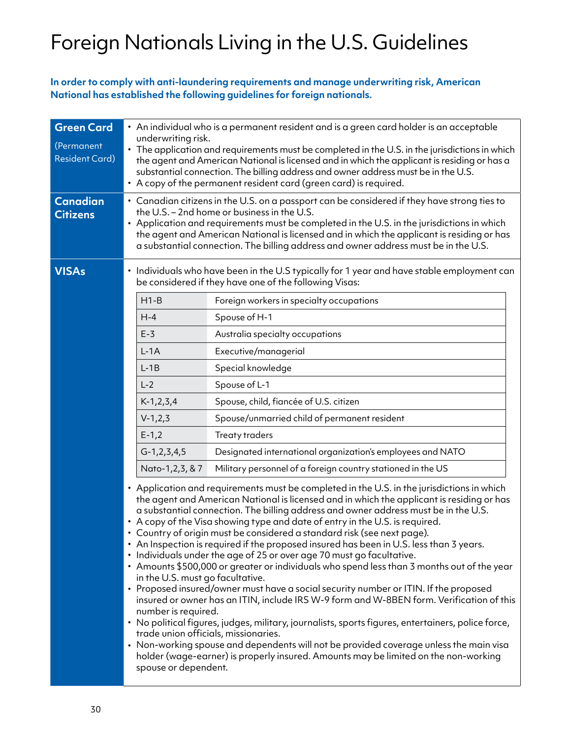# Foreign Nationals Living in the U.S. Guidelines

**In order to comply with anti-laundering requirements and manage underwriting risk, American National has established the following guidelines for foreign nationals.**

## Green Card

(Permanent Resident Card)

- An individual who is a permanent resident and is a green card holder is an acceptable underwriting risk.
- The application and requirements must be completed in the U.S. in the jurisdictions in which the agent and American National is licensed and in which the applicant is residing or has a substantial connection. The billing address and owner address must be in the U.S.
- A copy of the permanent resident card (green card) is required.

## Canadian Citizens

- Canadian citizens in the U.S. on a passport can be considered if they have strong ties to the U.S. – 2nd home or business in the U.S.
- Application and requirements must be completed in the U.S. in the jurisdictions in which the agent and American National is licensed and in which the applicant is residing or has a substantial connection. The billing address and owner address must be in the U.S.

## VISAs

- Individuals who have been in the U.S typically for 1 year and have stable employment can be considered if they have one of the following Visas:

| Visa | Description |
|---|---|
| H1-B | Foreign workers in specialty occupations |
| H-4 | Spouse of H-1 |
| E-3 | Australia specialty occupations |
| L-1A | Executive/managerial |
| L-1B | Special knowledge |
| L-2 | Spouse of L-1 |
| K-1,2,3,4 | Spouse, child, fiancée of U.S. citizen |
| V-1,2,3 | Spouse/unmarried child of permanent resident |
| E-1,2 | Treaty traders |
| G-1,2,3,4,5 | Designated international organization's employees and NATO |
| Nato-1,2,3, & 7 | Military personnel of a foreign country stationed in the US |

- Application and requirements must be completed in the U.S. in the jurisdictions in which the agent and American National is licensed and in which the applicant is residing or has a substantial connection. The billing address and owner address must be in the U.S.
- A copy of the Visa showing type and date of entry in the U.S. is required.
- Country of origin must be considered a standard risk (see next page).
- An Inspection is required if the proposed insured has been in U.S. less than 3 years.
- Individuals under the age of 25 or over age 70 must go facultative.
- Amounts $500,000 or greater or individuals who spend less than 3 months out of the year in the U.S. must go facultative.
- Proposed insured/owner must have a social security number or ITIN. If the proposed insured or owner has an ITIN, include IRS W-9 form and W-8BEN form. Verification of this number is required.
- No political figures, judges, military, journalists, sports figures, entertainers, police force, trade union officials, missionaries.
- Non-working spouse and dependents will not be provided coverage unless the main visa holder (wage-earner) is properly insured. Amounts may be limited on the non-working spouse or dependent.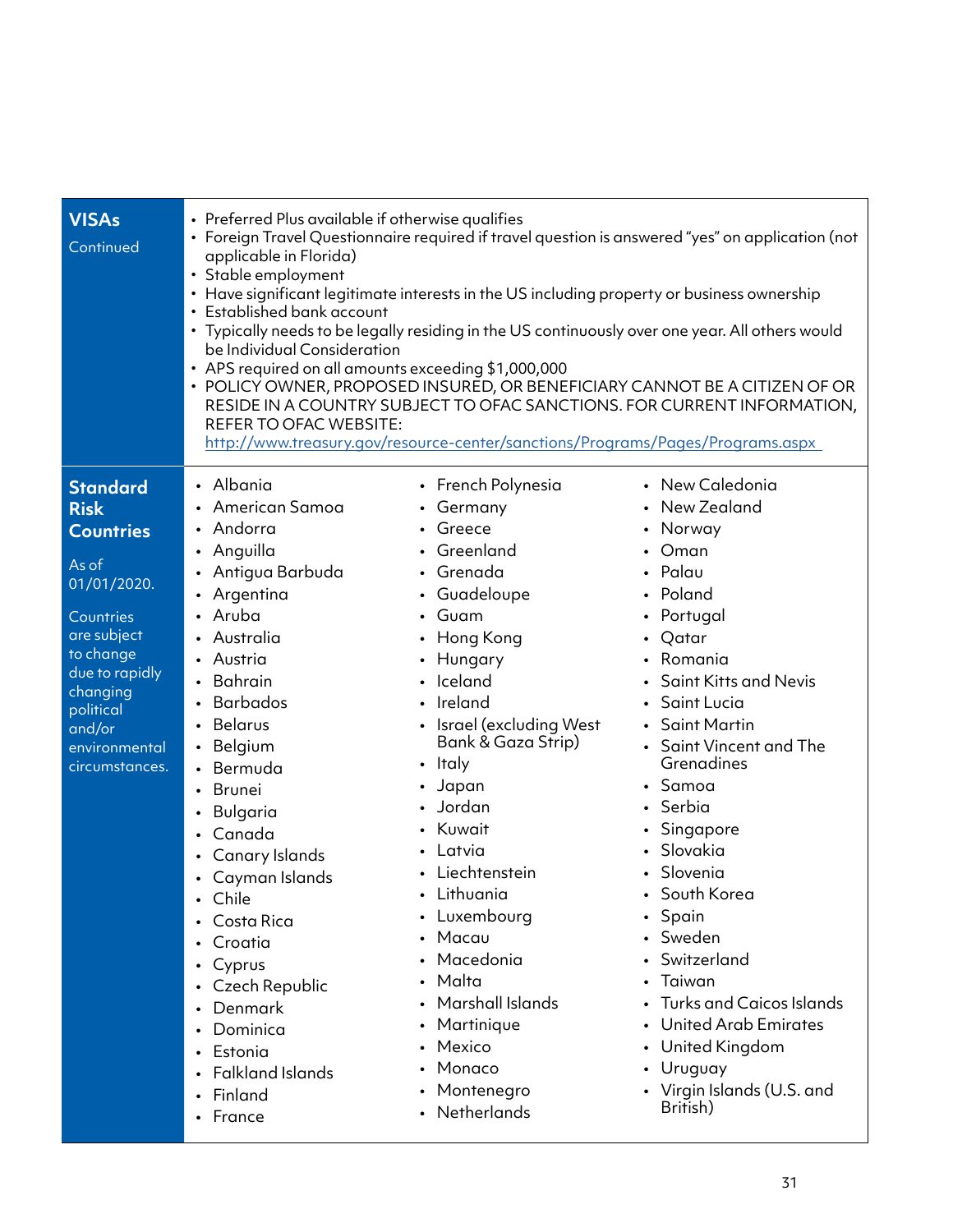## VISAs

Continued

- Preferred Plus available if otherwise qualifies
- Foreign Travel Questionnaire required if travel question is answered "yes" on application (not applicable in Florida)
- Stable employment
- Have significant legitimate interests in the US including property or business ownership
- Established bank account
- Typically needs to be legally residing in the US continuously over one year. All others would be Individual Consideration
- APS required on all amounts exceeding $1,000,000
- POLICY OWNER, PROPOSED INSURED, OR BENEFICIARY CANNOT BE A CITIZEN OF OR RESIDE IN A COUNTRY SUBJECT TO OFAC SANCTIONS. FOR CURRENT INFORMATION, REFER TO OFAC WEBSITE: http://www.treasury.gov/resource-center/sanctions/Programs/Pages/Programs.aspx

## Standard Risk Countries

As of 01/01/2020.

Countries are subject to change due to rapidly changing political and/or environmental circumstances.

- Albania
- American Samoa
- Andorra
- Anguilla
- Antigua Barbuda
- Argentina
- Aruba
- Australia
- Austria
- Bahrain
- Barbados
- Belarus
- Belgium
- Bermuda
- Brunei
- Bulgaria
- Canada
- Canary Islands
- Cayman Islands
- Chile
- Costa Rica
- Croatia
- Cyprus
- Czech Republic
- Denmark
- Dominica
- Estonia
- Falkland Islands
- Finland
- France
- French Polynesia
- Germany
- Greece
- Greenland
- Grenada
- Guadeloupe
- Guam
- Hong Kong
- Hungary
- Iceland
- Ireland
- Israel (excluding West Bank & Gaza Strip)
- Italy
- Japan
- Jordan
- Kuwait
- Latvia
- Liechtenstein
- Lithuania
- Luxembourg
- Macau
- Macedonia
- Malta
- Marshall Islands
- Martinique
- Mexico
- Monaco
- Montenegro
- Netherlands
- New Caledonia
- New Zealand
- Norway
- Oman
- Palau
- Poland
- Portugal
- Qatar
- Romania
- Saint Kitts and Nevis
- Saint Lucia
- Saint Martin
- Saint Vincent and The Grenadines
- Samoa
- Serbia
- Singapore
- Slovakia
- Slovenia
- South Korea
- Spain
- Sweden
- Switzerland
- Taiwan
- Turks and Caicos Islands
- United Arab Emirates
- United Kingdom
- Uruguay
- Virgin Islands (U.S. and British)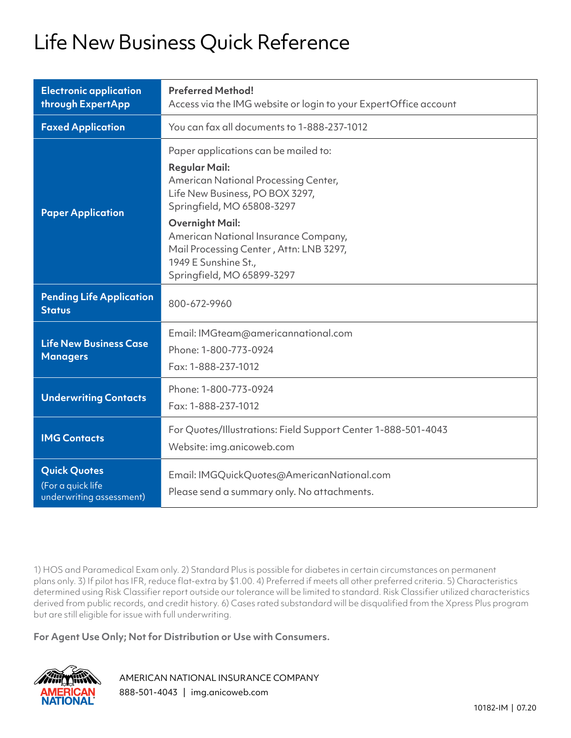# Life New Business Quick Reference

| | |
|---|---|
| **Electronic application through ExpertApp** | **Preferred Method!** Access via the IMG website or login to your ExpertOffice account |
| **Faxed Application** | You can fax all documents to 1-888-237-1012 |
| **Paper Application** | Paper applications can be mailed to: **Regular Mail:** American National Processing Center, Life New Business, PO BOX 3297, Springfield, MO 65808-3297 **Overnight Mail:** American National Insurance Company, Mail Processing Center , Attn: LNB 3297, 1949 E Sunshine St., Springfield, MO 65899-3297 |
| **Pending Life Application Status** | 800-672-9960 |
| **Life New Business Case Managers** | Email: IMGteam@americannational.com Phone: 1-800-773-0924 Fax: 1-888-237-1012 |
| **Underwriting Contacts** | Phone: 1-800-773-0924 Fax: 1-888-237-1012 |
| **IMG Contacts** | For Quotes/Illustrations: Field Support Center 1-888-501-4043 Website: img.anicoweb.com |
| **Quick Quotes** (For a quick life underwriting assessment) | Email: IMGQuickQuotes@AmericanNational.com Please send a summary only. No attachments. |

1) HOS and Paramedical Exam only. 2) Standard Plus is possible for diabetes in certain circumstances on permanent plans only. 3) If pilot has IFR, reduce flat-extra by $1.00. 4) Preferred if meets all other preferred criteria. 5) Characteristics determined using Risk Classifier report outside our tolerance will be limited to standard. Risk Classifier utilized characteristics derived from public records, and credit history. 6) Cases rated substandard will be disqualified from the Xpress Plus program but are still eligible for issue with full underwriting.

**For Agent Use Only; Not for Distribution or Use with Consumers.**

AMERICAN NATIONAL

AMERICAN NATIONAL INSURANCE COMPANY
888-501-4043 | img.anicoweb.com

10182-IM | 07.20